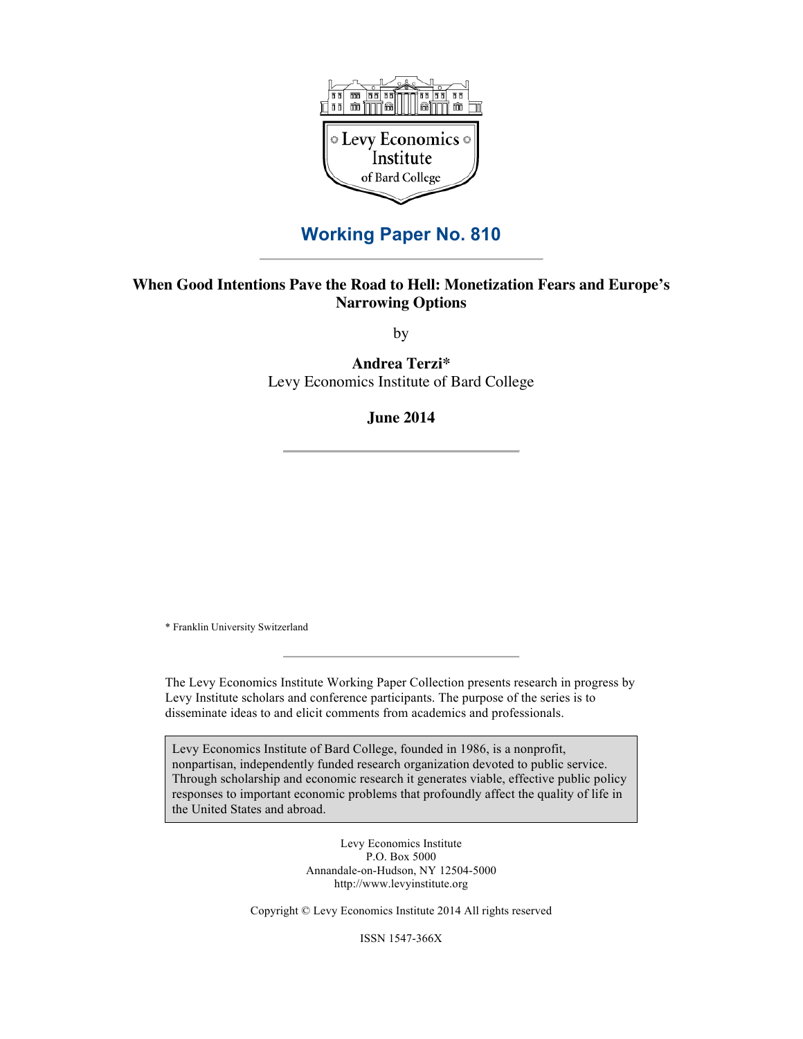Levy Economics Institute of Bard College

# Working Paper No. 810

## When Good Intentions Pave the Road to Hell: Monetization Fears and Europe's Narrowing Options

by

**Andrea Terzi***
Levy Economics Institute of Bard College

**June 2014**

* Franklin University Switzerland

The Levy Economics Institute Working Paper Collection presents research in progress by Levy Institute scholars and conference participants. The purpose of the series is to disseminate ideas to and elicit comments from academics and professionals.

Levy Economics Institute of Bard College, founded in 1986, is a nonprofit, nonpartisan, independently funded research organization devoted to public service. Through scholarship and economic research it generates viable, effective public policy responses to important economic problems that profoundly affect the quality of life in the United States and abroad.

Levy Economics Institute
P.O. Box 5000
Annandale-on-Hudson, NY 12504-5000
http://www.levyinstitute.org

Copyright © Levy Economics Institute 2014 All rights reserved

ISSN 1547-366X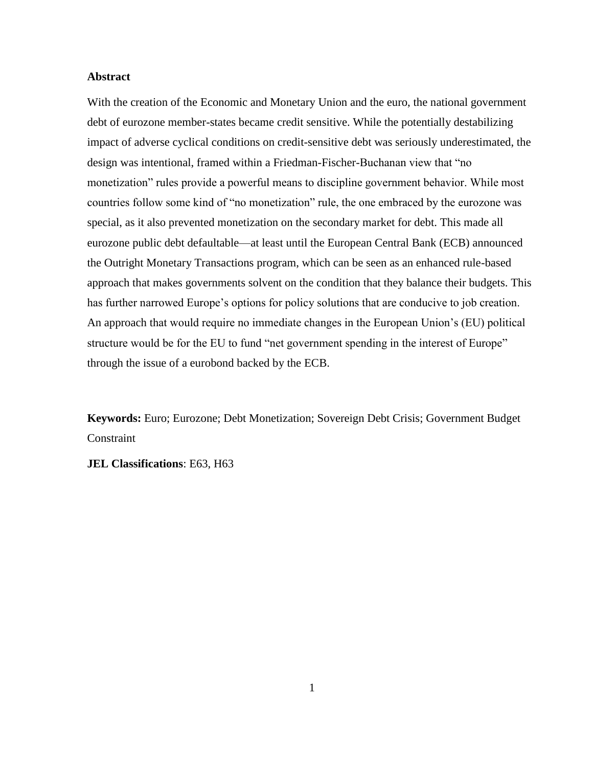**Abstract**

With the creation of the Economic and Monetary Union and the euro, the national government debt of eurozone member-states became credit sensitive. While the potentially destabilizing impact of adverse cyclical conditions on credit-sensitive debt was seriously underestimated, the design was intentional, framed within a Friedman-Fischer-Buchanan view that "no monetization" rules provide a powerful means to discipline government behavior. While most countries follow some kind of "no monetization" rule, the one embraced by the eurozone was special, as it also prevented monetization on the secondary market for debt. This made all eurozone public debt defaultable—at least until the European Central Bank (ECB) announced the Outright Monetary Transactions program, which can be seen as an enhanced rule-based approach that makes governments solvent on the condition that they balance their budgets. This has further narrowed Europe's options for policy solutions that are conducive to job creation. An approach that would require no immediate changes in the European Union's (EU) political structure would be for the EU to fund "net government spending in the interest of Europe" through the issue of a eurobond backed by the ECB.

**Keywords:** Euro; Eurozone; Debt Monetization; Sovereign Debt Crisis; Government Budget Constraint

**JEL Classifications**: E63, H63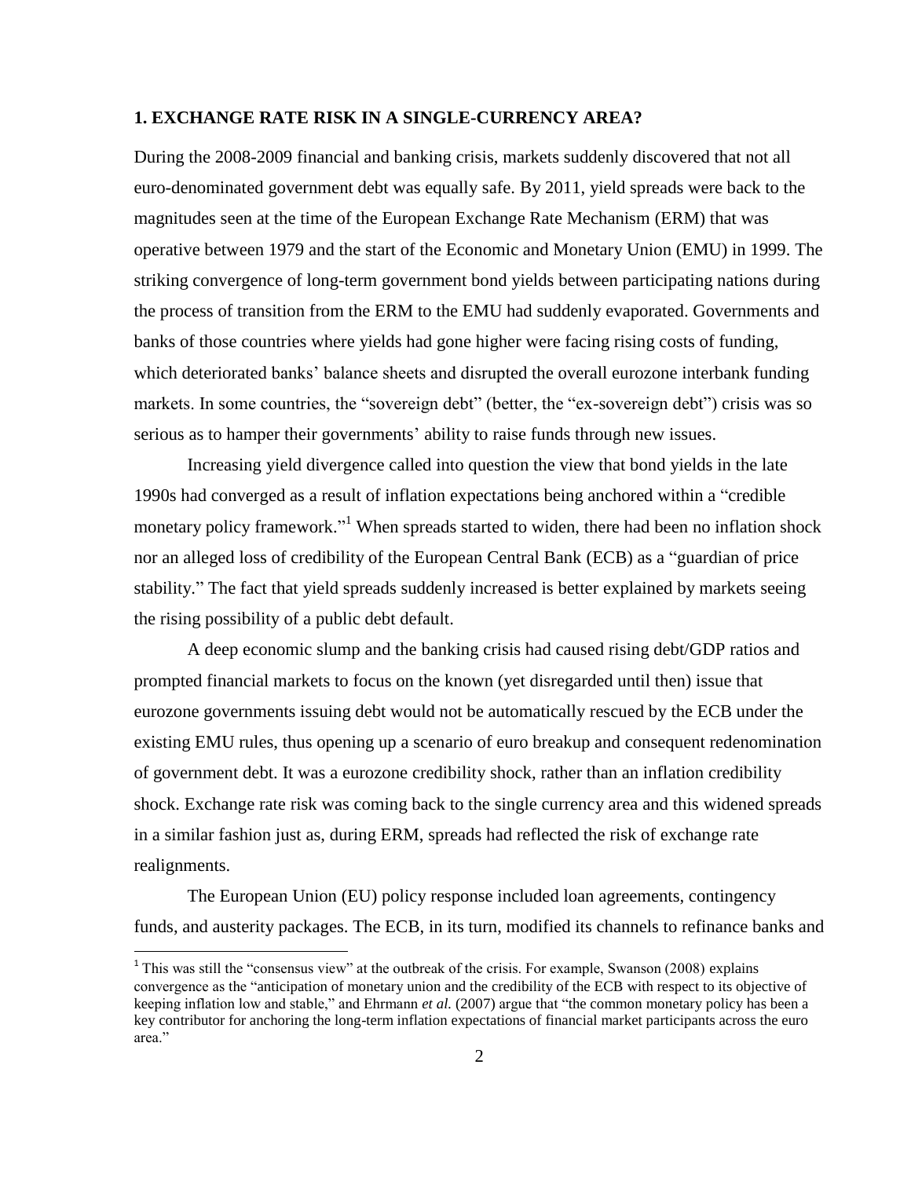## 1. EXCHANGE RATE RISK IN A SINGLE-CURRENCY AREA?

During the 2008-2009 financial and banking crisis, markets suddenly discovered that not all euro-denominated government debt was equally safe. By 2011, yield spreads were back to the magnitudes seen at the time of the European Exchange Rate Mechanism (ERM) that was operative between 1979 and the start of the Economic and Monetary Union (EMU) in 1999. The striking convergence of long-term government bond yields between participating nations during the process of transition from the ERM to the EMU had suddenly evaporated. Governments and banks of those countries where yields had gone higher were facing rising costs of funding, which deteriorated banks' balance sheets and disrupted the overall eurozone interbank funding markets. In some countries, the "sovereign debt" (better, the "ex-sovereign debt") crisis was so serious as to hamper their governments' ability to raise funds through new issues.

Increasing yield divergence called into question the view that bond yields in the late 1990s had converged as a result of inflation expectations being anchored within a "credible monetary policy framework."[1] When spreads started to widen, there had been no inflation shock nor an alleged loss of credibility of the European Central Bank (ECB) as a "guardian of price stability." The fact that yield spreads suddenly increased is better explained by markets seeing the rising possibility of a public debt default.

A deep economic slump and the banking crisis had caused rising debt/GDP ratios and prompted financial markets to focus on the known (yet disregarded until then) issue that eurozone governments issuing debt would not be automatically rescued by the ECB under the existing EMU rules, thus opening up a scenario of euro breakup and consequent redenomination of government debt. It was a eurozone credibility shock, rather than an inflation credibility shock. Exchange rate risk was coming back to the single currency area and this widened spreads in a similar fashion just as, during ERM, spreads had reflected the risk of exchange rate realignments.

The European Union (EU) policy response included loan agreements, contingency funds, and austerity packages. The ECB, in its turn, modified its channels to refinance banks and

[1] This was still the "consensus view" at the outbreak of the crisis. For example, Swanson (2008) explains convergence as the "anticipation of monetary union and the credibility of the ECB with respect to its objective of keeping inflation low and stable," and Ehrmann *et al.* (2007) argue that "the common monetary policy has been a key contributor for anchoring the long-term inflation expectations of financial market participants across the euro area."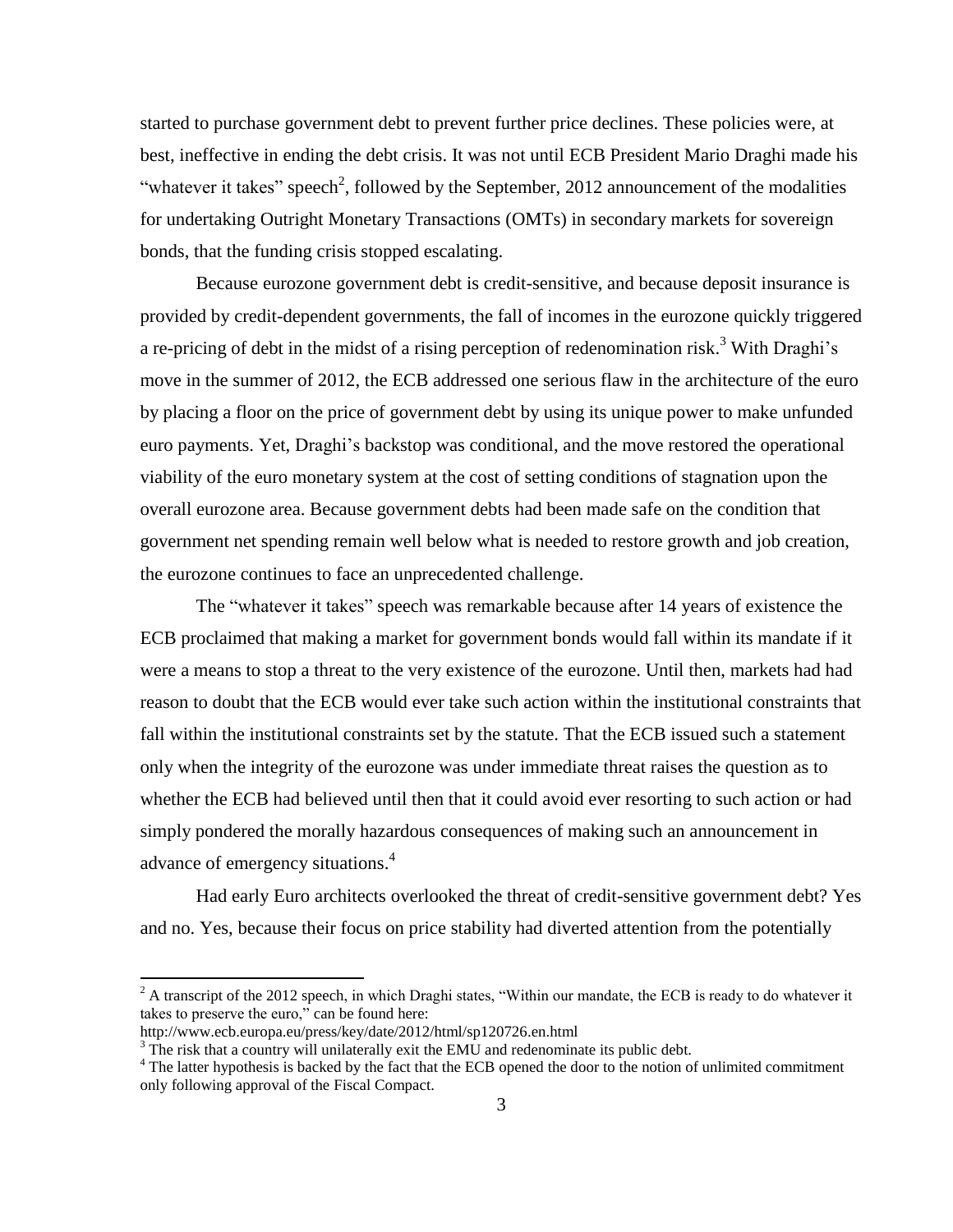started to purchase government debt to prevent further price declines. These policies were, at best, ineffective in ending the debt crisis. It was not until ECB President Mario Draghi made his "whatever it takes" speech[2], followed by the September, 2012 announcement of the modalities for undertaking Outright Monetary Transactions (OMTs) in secondary markets for sovereign bonds, that the funding crisis stopped escalating.

Because eurozone government debt is credit-sensitive, and because deposit insurance is provided by credit-dependent governments, the fall of incomes in the eurozone quickly triggered a re-pricing of debt in the midst of a rising perception of redenomination risk.[3] With Draghi's move in the summer of 2012, the ECB addressed one serious flaw in the architecture of the euro by placing a floor on the price of government debt by using its unique power to make unfunded euro payments. Yet, Draghi's backstop was conditional, and the move restored the operational viability of the euro monetary system at the cost of setting conditions of stagnation upon the overall eurozone area. Because government debts had been made safe on the condition that government net spending remain well below what is needed to restore growth and job creation, the eurozone continues to face an unprecedented challenge.

The "whatever it takes" speech was remarkable because after 14 years of existence the ECB proclaimed that making a market for government bonds would fall within its mandate if it were a means to stop a threat to the very existence of the eurozone. Until then, markets had had reason to doubt that the ECB would ever take such action within the institutional constraints that fall within the institutional constraints set by the statute. That the ECB issued such a statement only when the integrity of the eurozone was under immediate threat raises the question as to whether the ECB had believed until then that it could avoid ever resorting to such action or had simply pondered the morally hazardous consequences of making such an announcement in advance of emergency situations.[4]

Had early Euro architects overlooked the threat of credit-sensitive government debt? Yes and no. Yes, because their focus on price stability had diverted attention from the potentially

[2] A transcript of the 2012 speech, in which Draghi states, "Within our mandate, the ECB is ready to do whatever it takes to preserve the euro," can be found here:
http://www.ecb.europa.eu/press/key/date/2012/html/sp120726.en.html

[3] The risk that a country will unilaterally exit the EMU and redenominate its public debt.

[4] The latter hypothesis is backed by the fact that the ECB opened the door to the notion of unlimited commitment only following approval of the Fiscal Compact.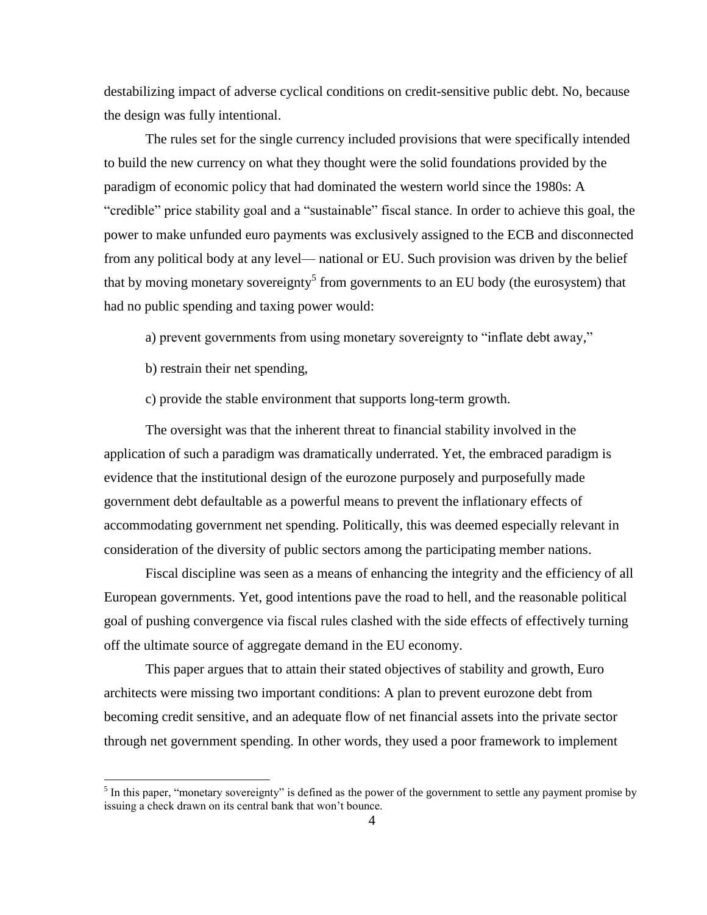destabilizing impact of adverse cyclical conditions on credit-sensitive public debt. No, because the design was fully intentional.

The rules set for the single currency included provisions that were specifically intended to build the new currency on what they thought were the solid foundations provided by the paradigm of economic policy that had dominated the western world since the 1980s: A "credible" price stability goal and a "sustainable" fiscal stance. In order to achieve this goal, the power to make unfunded euro payments was exclusively assigned to the ECB and disconnected from any political body at any level— national or EU. Such provision was driven by the belief that by moving monetary sovereignty[5] from governments to an EU body (the eurosystem) that had no public spending and taxing power would:

a) prevent governments from using monetary sovereignty to "inflate debt away,"

b) restrain their net spending,

c) provide the stable environment that supports long-term growth.

The oversight was that the inherent threat to financial stability involved in the application of such a paradigm was dramatically underrated. Yet, the embraced paradigm is evidence that the institutional design of the eurozone purposely and purposefully made government debt defaultable as a powerful means to prevent the inflationary effects of accommodating government net spending. Politically, this was deemed especially relevant in consideration of the diversity of public sectors among the participating member nations.

Fiscal discipline was seen as a means of enhancing the integrity and the efficiency of all European governments. Yet, good intentions pave the road to hell, and the reasonable political goal of pushing convergence via fiscal rules clashed with the side effects of effectively turning off the ultimate source of aggregate demand in the EU economy.

This paper argues that to attain their stated objectives of stability and growth, Euro architects were missing two important conditions: A plan to prevent eurozone debt from becoming credit sensitive, and an adequate flow of net financial assets into the private sector through net government spending. In other words, they used a poor framework to implement

[5] In this paper, "monetary sovereignty" is defined as the power of the government to settle any payment promise by issuing a check drawn on its central bank that won't bounce.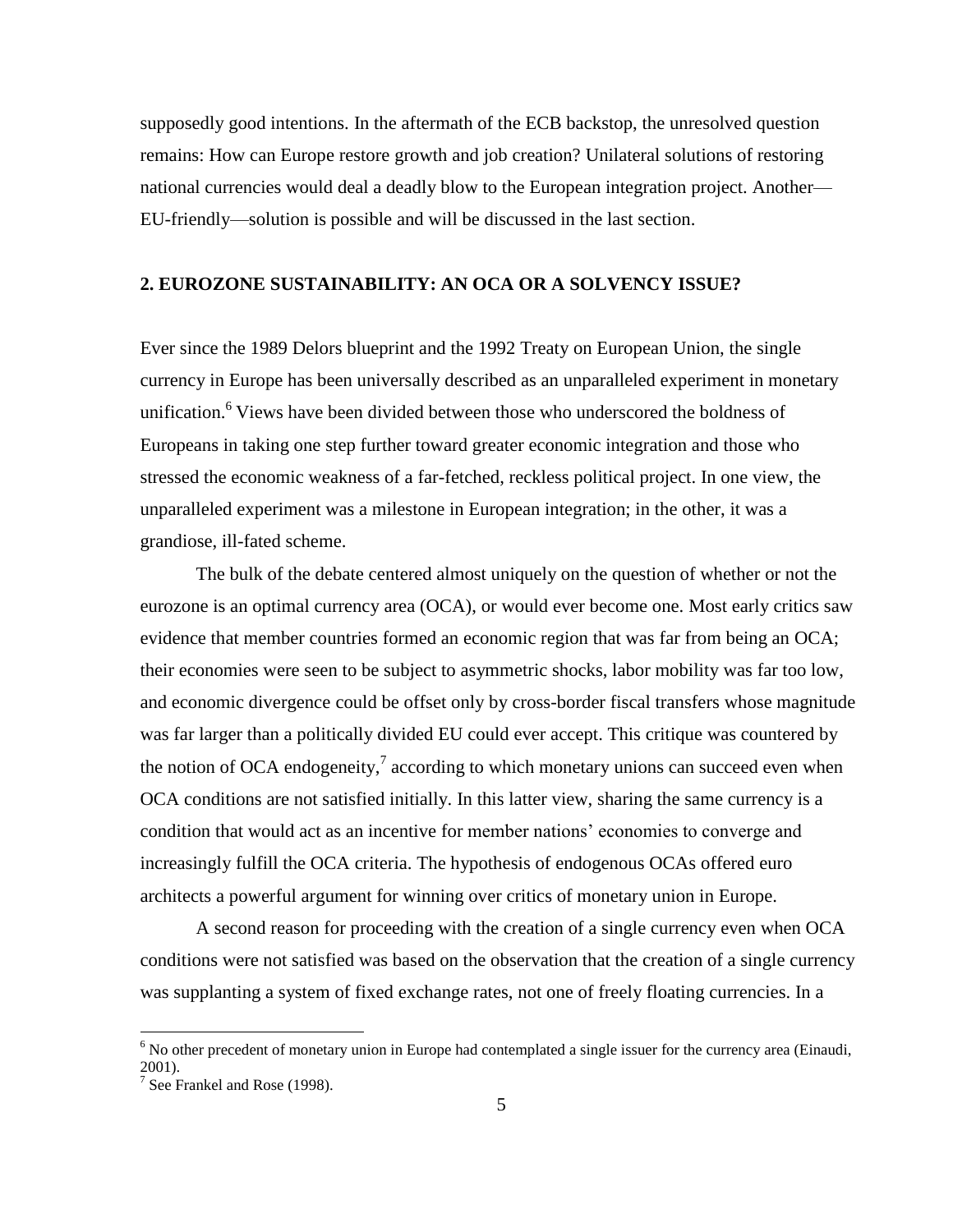supposedly good intentions. In the aftermath of the ECB backstop, the unresolved question remains: How can Europe restore growth and job creation? Unilateral solutions of restoring national currencies would deal a deadly blow to the European integration project. Another—EU-friendly—solution is possible and will be discussed in the last section.

## 2. EUROZONE SUSTAINABILITY: AN OCA OR A SOLVENCY ISSUE?

Ever since the 1989 Delors blueprint and the 1992 Treaty on European Union, the single currency in Europe has been universally described as an unparalleled experiment in monetary unification.[6] Views have been divided between those who underscored the boldness of Europeans in taking one step further toward greater economic integration and those who stressed the economic weakness of a far-fetched, reckless political project. In one view, the unparalleled experiment was a milestone in European integration; in the other, it was a grandiose, ill-fated scheme.

The bulk of the debate centered almost uniquely on the question of whether or not the eurozone is an optimal currency area (OCA), or would ever become one. Most early critics saw evidence that member countries formed an economic region that was far from being an OCA; their economies were seen to be subject to asymmetric shocks, labor mobility was far too low, and economic divergence could be offset only by cross-border fiscal transfers whose magnitude was far larger than a politically divided EU could ever accept. This critique was countered by the notion of OCA endogeneity,[7] according to which monetary unions can succeed even when OCA conditions are not satisfied initially. In this latter view, sharing the same currency is a condition that would act as an incentive for member nations' economies to converge and increasingly fulfill the OCA criteria. The hypothesis of endogenous OCAs offered euro architects a powerful argument for winning over critics of monetary union in Europe.

A second reason for proceeding with the creation of a single currency even when OCA conditions were not satisfied was based on the observation that the creation of a single currency was supplanting a system of fixed exchange rates, not one of freely floating currencies. In a

[6] No other precedent of monetary union in Europe had contemplated a single issuer for the currency area (Einaudi, 2001).

[7] See Frankel and Rose (1998).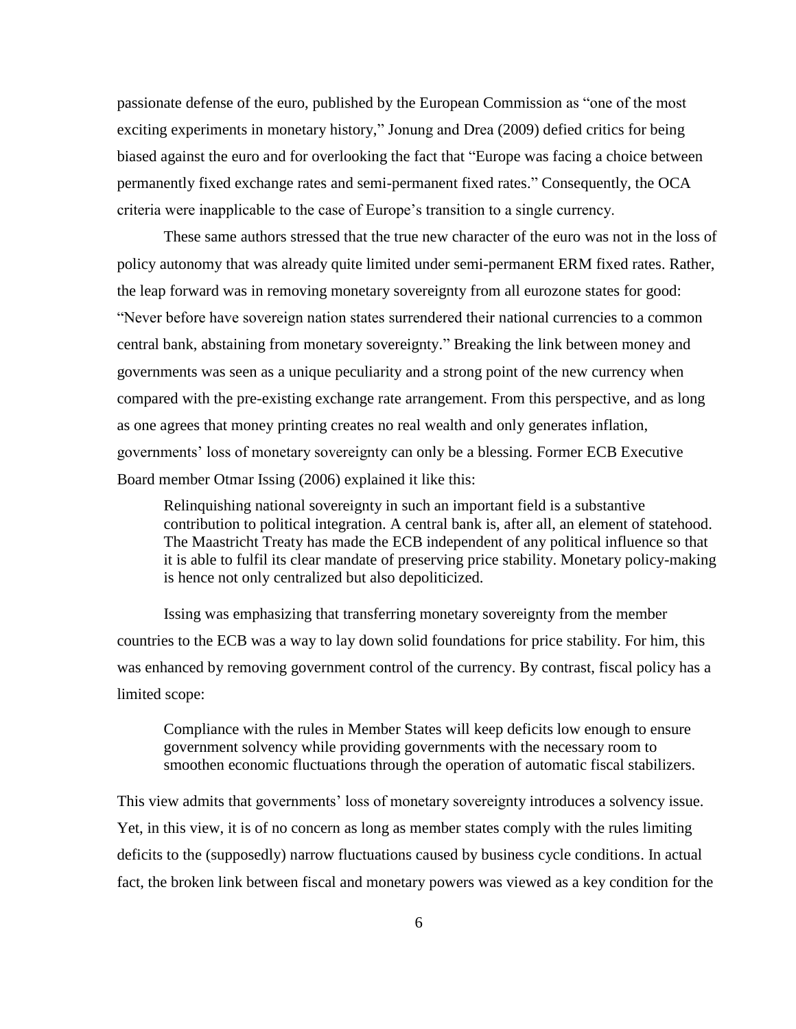passionate defense of the euro, published by the European Commission as "one of the most exciting experiments in monetary history," Jonung and Drea (2009) defied critics for being biased against the euro and for overlooking the fact that "Europe was facing a choice between permanently fixed exchange rates and semi-permanent fixed rates." Consequently, the OCA criteria were inapplicable to the case of Europe's transition to a single currency.

These same authors stressed that the true new character of the euro was not in the loss of policy autonomy that was already quite limited under semi-permanent ERM fixed rates. Rather, the leap forward was in removing monetary sovereignty from all eurozone states for good: "Never before have sovereign nation states surrendered their national currencies to a common central bank, abstaining from monetary sovereignty." Breaking the link between money and governments was seen as a unique peculiarity and a strong point of the new currency when compared with the pre-existing exchange rate arrangement. From this perspective, and as long as one agrees that money printing creates no real wealth and only generates inflation, governments' loss of monetary sovereignty can only be a blessing. Former ECB Executive Board member Otmar Issing (2006) explained it like this:

> Relinquishing national sovereignty in such an important field is a substantive contribution to political integration. A central bank is, after all, an element of statehood. The Maastricht Treaty has made the ECB independent of any political influence so that it is able to fulfil its clear mandate of preserving price stability. Monetary policy-making is hence not only centralized but also depoliticized.

Issing was emphasizing that transferring monetary sovereignty from the member countries to the ECB was a way to lay down solid foundations for price stability. For him, this was enhanced by removing government control of the currency. By contrast, fiscal policy has a limited scope:

> Compliance with the rules in Member States will keep deficits low enough to ensure government solvency while providing governments with the necessary room to smoothen economic fluctuations through the operation of automatic fiscal stabilizers.

This view admits that governments' loss of monetary sovereignty introduces a solvency issue. Yet, in this view, it is of no concern as long as member states comply with the rules limiting deficits to the (supposedly) narrow fluctuations caused by business cycle conditions. In actual fact, the broken link between fiscal and monetary powers was viewed as a key condition for the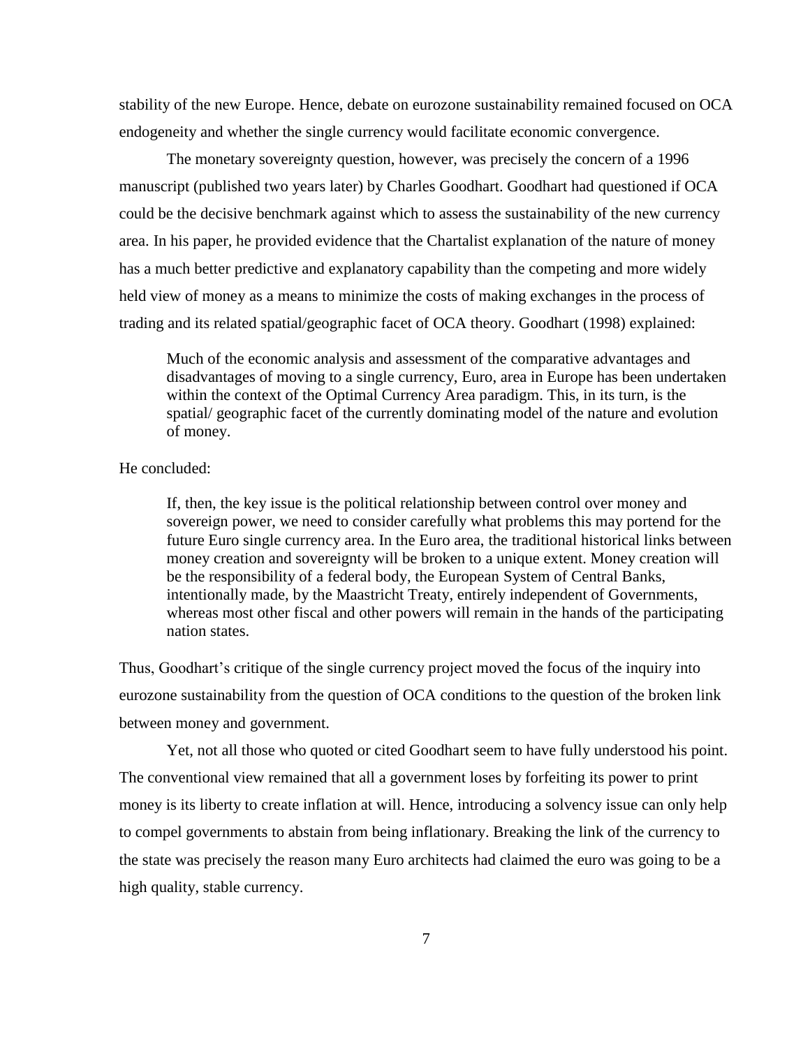stability of the new Europe. Hence, debate on eurozone sustainability remained focused on OCA endogeneity and whether the single currency would facilitate economic convergence.

The monetary sovereignty question, however, was precisely the concern of a 1996 manuscript (published two years later) by Charles Goodhart. Goodhart had questioned if OCA could be the decisive benchmark against which to assess the sustainability of the new currency area. In his paper, he provided evidence that the Chartalist explanation of the nature of money has a much better predictive and explanatory capability than the competing and more widely held view of money as a means to minimize the costs of making exchanges in the process of trading and its related spatial/geographic facet of OCA theory. Goodhart (1998) explained:

> Much of the economic analysis and assessment of the comparative advantages and disadvantages of moving to a single currency, Euro, area in Europe has been undertaken within the context of the Optimal Currency Area paradigm. This, in its turn, is the spatial/ geographic facet of the currently dominating model of the nature and evolution of money.

He concluded:

> If, then, the key issue is the political relationship between control over money and sovereign power, we need to consider carefully what problems this may portend for the future Euro single currency area. In the Euro area, the traditional historical links between money creation and sovereignty will be broken to a unique extent. Money creation will be the responsibility of a federal body, the European System of Central Banks, intentionally made, by the Maastricht Treaty, entirely independent of Governments, whereas most other fiscal and other powers will remain in the hands of the participating nation states.

Thus, Goodhart's critique of the single currency project moved the focus of the inquiry into eurozone sustainability from the question of OCA conditions to the question of the broken link between money and government.

Yet, not all those who quoted or cited Goodhart seem to have fully understood his point. The conventional view remained that all a government loses by forfeiting its power to print money is its liberty to create inflation at will. Hence, introducing a solvency issue can only help to compel governments to abstain from being inflationary. Breaking the link of the currency to the state was precisely the reason many Euro architects had claimed the euro was going to be a high quality, stable currency.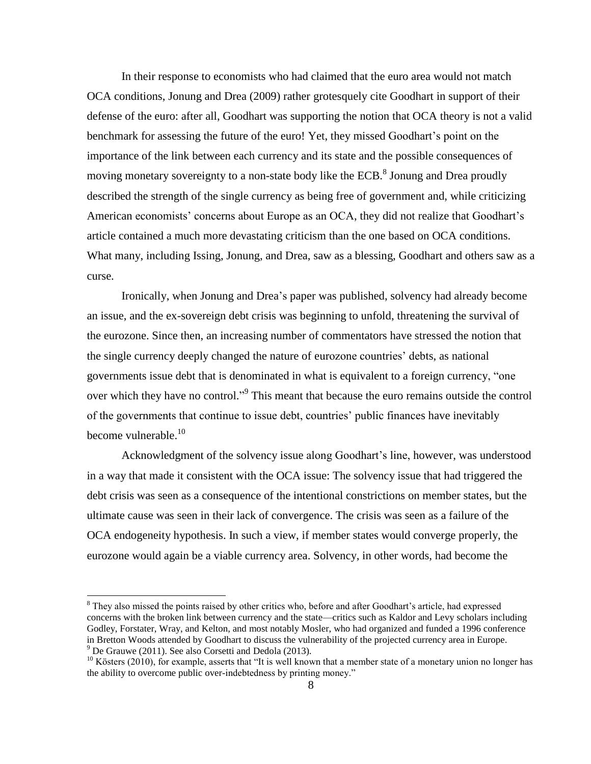In their response to economists who had claimed that the euro area would not match OCA conditions, Jonung and Drea (2009) rather grotesquely cite Goodhart in support of their defense of the euro: after all, Goodhart was supporting the notion that OCA theory is not a valid benchmark for assessing the future of the euro! Yet, they missed Goodhart's point on the importance of the link between each currency and its state and the possible consequences of moving monetary sovereignty to a non-state body like the ECB.[8] Jonung and Drea proudly described the strength of the single currency as being free of government and, while criticizing American economists' concerns about Europe as an OCA, they did not realize that Goodhart's article contained a much more devastating criticism than the one based on OCA conditions. What many, including Issing, Jonung, and Drea, saw as a blessing, Goodhart and others saw as a curse.

Ironically, when Jonung and Drea's paper was published, solvency had already become an issue, and the ex-sovereign debt crisis was beginning to unfold, threatening the survival of the eurozone. Since then, an increasing number of commentators have stressed the notion that the single currency deeply changed the nature of eurozone countries' debts, as national governments issue debt that is denominated in what is equivalent to a foreign currency, "one over which they have no control."[9] This meant that because the euro remains outside the control of the governments that continue to issue debt, countries' public finances have inevitably become vulnerable.[10]

Acknowledgment of the solvency issue along Goodhart's line, however, was understood in a way that made it consistent with the OCA issue: The solvency issue that had triggered the debt crisis was seen as a consequence of the intentional constrictions on member states, but the ultimate cause was seen in their lack of convergence. The crisis was seen as a failure of the OCA endogeneity hypothesis. In such a view, if member states would converge properly, the eurozone would again be a viable currency area. Solvency, in other words, had become the

---

[8] They also missed the points raised by other critics who, before and after Goodhart's article, had expressed concerns with the broken link between currency and the state—critics such as Kaldor and Levy scholars including Godley, Forstater, Wray, and Kelton, and most notably Mosler, who had organized and funded a 1996 conference in Bretton Woods attended by Goodhart to discuss the vulnerability of the projected currency area in Europe.

[9] De Grauwe (2011). See also Corsetti and Dedola (2013).

[10] Kösters (2010), for example, asserts that "It is well known that a member state of a monetary union no longer has the ability to overcome public over-indebtedness by printing money."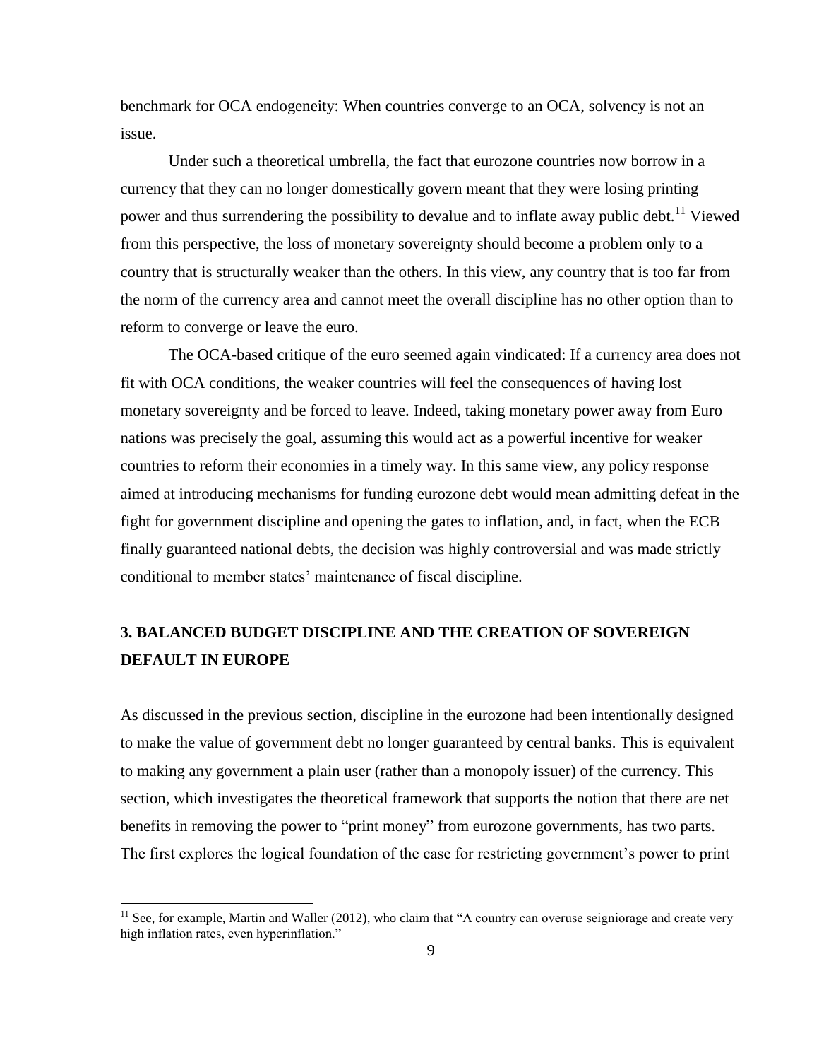benchmark for OCA endogeneity: When countries converge to an OCA, solvency is not an issue.

Under such a theoretical umbrella, the fact that eurozone countries now borrow in a currency that they can no longer domestically govern meant that they were losing printing power and thus surrendering the possibility to devalue and to inflate away public debt.[11] Viewed from this perspective, the loss of monetary sovereignty should become a problem only to a country that is structurally weaker than the others. In this view, any country that is too far from the norm of the currency area and cannot meet the overall discipline has no other option than to reform to converge or leave the euro.

The OCA-based critique of the euro seemed again vindicated: If a currency area does not fit with OCA conditions, the weaker countries will feel the consequences of having lost monetary sovereignty and be forced to leave. Indeed, taking monetary power away from Euro nations was precisely the goal, assuming this would act as a powerful incentive for weaker countries to reform their economies in a timely way. In this same view, any policy response aimed at introducing mechanisms for funding eurozone debt would mean admitting defeat in the fight for government discipline and opening the gates to inflation, and, in fact, when the ECB finally guaranteed national debts, the decision was highly controversial and was made strictly conditional to member states' maintenance of fiscal discipline.

## 3. BALANCED BUDGET DISCIPLINE AND THE CREATION OF SOVEREIGN DEFAULT IN EUROPE

As discussed in the previous section, discipline in the eurozone had been intentionally designed to make the value of government debt no longer guaranteed by central banks. This is equivalent to making any government a plain user (rather than a monopoly issuer) of the currency. This section, which investigates the theoretical framework that supports the notion that there are net benefits in removing the power to "print money" from eurozone governments, has two parts. The first explores the logical foundation of the case for restricting government's power to print

---

[11] See, for example, Martin and Waller (2012), who claim that "A country can overuse seigniorage and create very high inflation rates, even hyperinflation."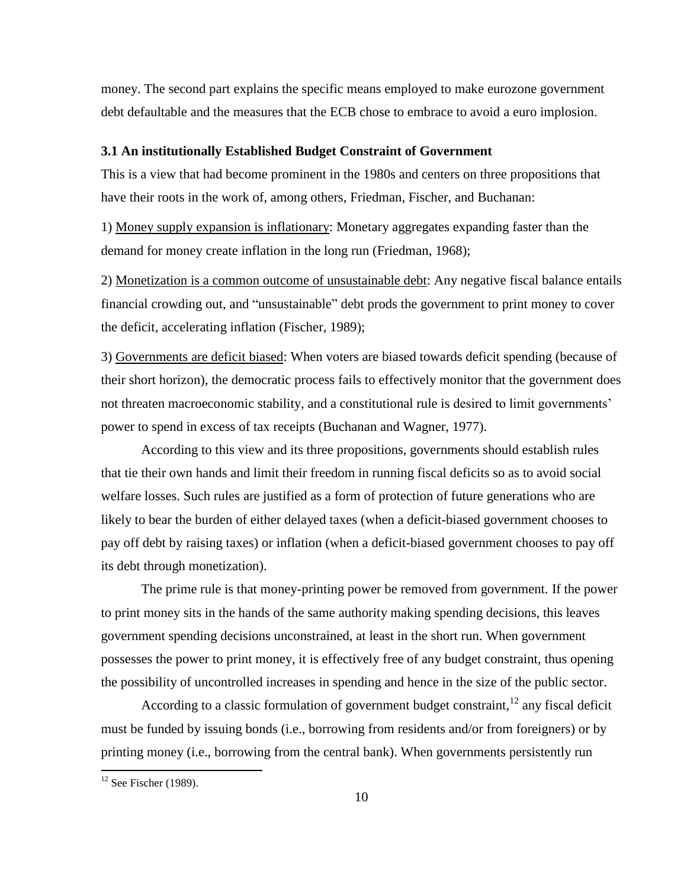money. The second part explains the specific means employed to make eurozone government debt defaultable and the measures that the ECB chose to embrace to avoid a euro implosion.

### 3.1 An institutionally Established Budget Constraint of Government

This is a view that had become prominent in the 1980s and centers on three propositions that have their roots in the work of, among others, Friedman, Fischer, and Buchanan:

1) Money supply expansion is inflationary: Monetary aggregates expanding faster than the demand for money create inflation in the long run (Friedman, 1968);

2) Monetization is a common outcome of unsustainable debt: Any negative fiscal balance entails financial crowding out, and "unsustainable" debt prods the government to print money to cover the deficit, accelerating inflation (Fischer, 1989);

3) Governments are deficit biased: When voters are biased towards deficit spending (because of their short horizon), the democratic process fails to effectively monitor that the government does not threaten macroeconomic stability, and a constitutional rule is desired to limit governments' power to spend in excess of tax receipts (Buchanan and Wagner, 1977).

According to this view and its three propositions, governments should establish rules that tie their own hands and limit their freedom in running fiscal deficits so as to avoid social welfare losses. Such rules are justified as a form of protection of future generations who are likely to bear the burden of either delayed taxes (when a deficit-biased government chooses to pay off debt by raising taxes) or inflation (when a deficit-biased government chooses to pay off its debt through monetization).

The prime rule is that money-printing power be removed from government. If the power to print money sits in the hands of the same authority making spending decisions, this leaves government spending decisions unconstrained, at least in the short run. When government possesses the power to print money, it is effectively free of any budget constraint, thus opening the possibility of uncontrolled increases in spending and hence in the size of the public sector.

According to a classic formulation of government budget constraint,[12] any fiscal deficit must be funded by issuing bonds (i.e., borrowing from residents and/or from foreigners) or by printing money (i.e., borrowing from the central bank). When governments persistently run

[12] See Fischer (1989).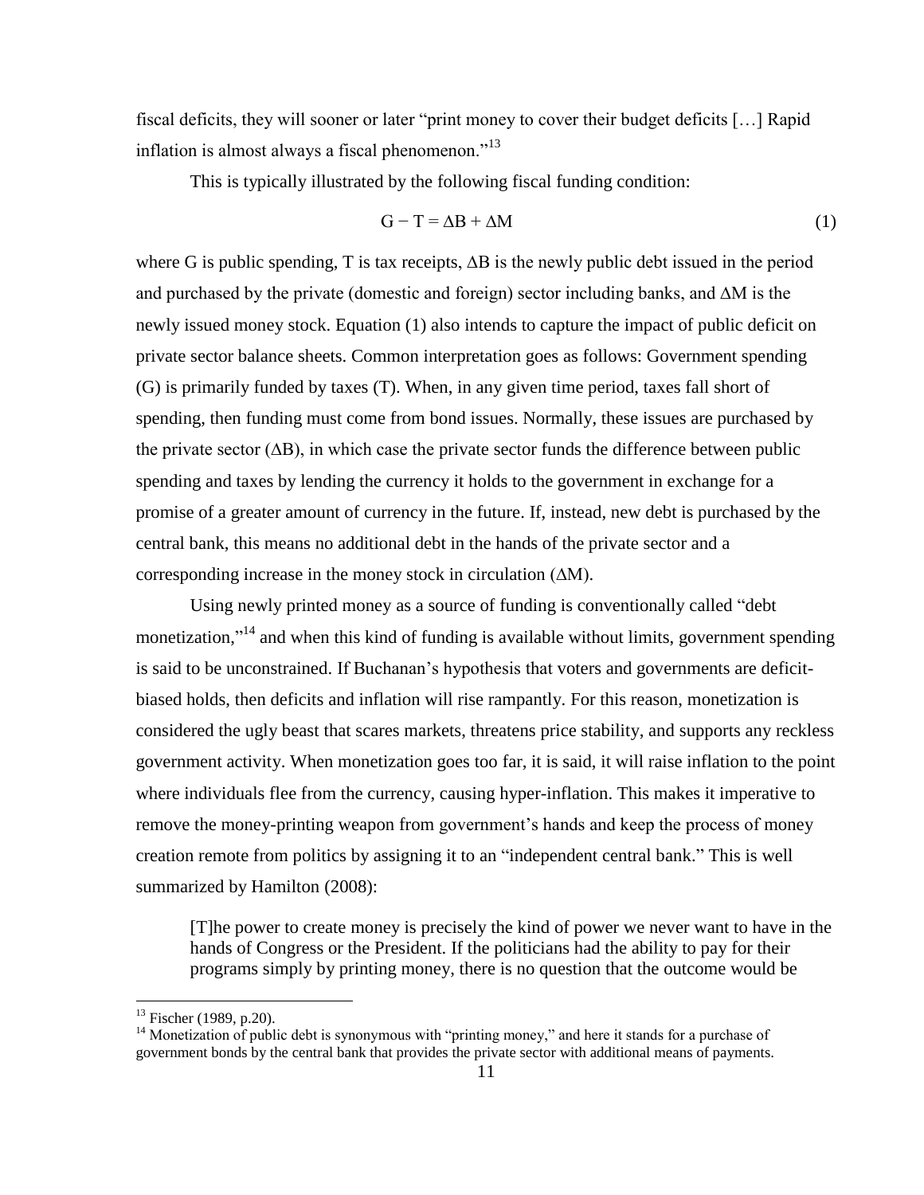fiscal deficits, they will sooner or later "print money to cover their budget deficits […] Rapid inflation is almost always a fiscal phenomenon."[13]

This is typically illustrated by the following fiscal funding condition:

$$G - T = \Delta B + \Delta M \tag{1}$$

where G is public spending, T is tax receipts, $\Delta B$ is the newly public debt issued in the period and purchased by the private (domestic and foreign) sector including banks, and $\Delta M$ is the newly issued money stock. Equation (1) also intends to capture the impact of public deficit on private sector balance sheets. Common interpretation goes as follows: Government spending (G) is primarily funded by taxes (T). When, in any given time period, taxes fall short of spending, then funding must come from bond issues. Normally, these issues are purchased by the private sector ($\Delta B$), in which case the private sector funds the difference between public spending and taxes by lending the currency it holds to the government in exchange for a promise of a greater amount of currency in the future. If, instead, new debt is purchased by the central bank, this means no additional debt in the hands of the private sector and a corresponding increase in the money stock in circulation ($\Delta M$).

Using newly printed money as a source of funding is conventionally called "debt monetization,"[14] and when this kind of funding is available without limits, government spending is said to be unconstrained. If Buchanan's hypothesis that voters and governments are deficit-biased holds, then deficits and inflation will rise rampantly. For this reason, monetization is considered the ugly beast that scares markets, threatens price stability, and supports any reckless government activity. When monetization goes too far, it is said, it will raise inflation to the point where individuals flee from the currency, causing hyper-inflation. This makes it imperative to remove the money-printing weapon from government's hands and keep the process of money creation remote from politics by assigning it to an "independent central bank." This is well summarized by Hamilton (2008):

> [T]he power to create money is precisely the kind of power we never want to have in the hands of Congress or the President. If the politicians had the ability to pay for their programs simply by printing money, there is no question that the outcome would be

---

[13] Fischer (1989, p.20).

[14] Monetization of public debt is synonymous with "printing money," and here it stands for a purchase of government bonds by the central bank that provides the private sector with additional means of payments.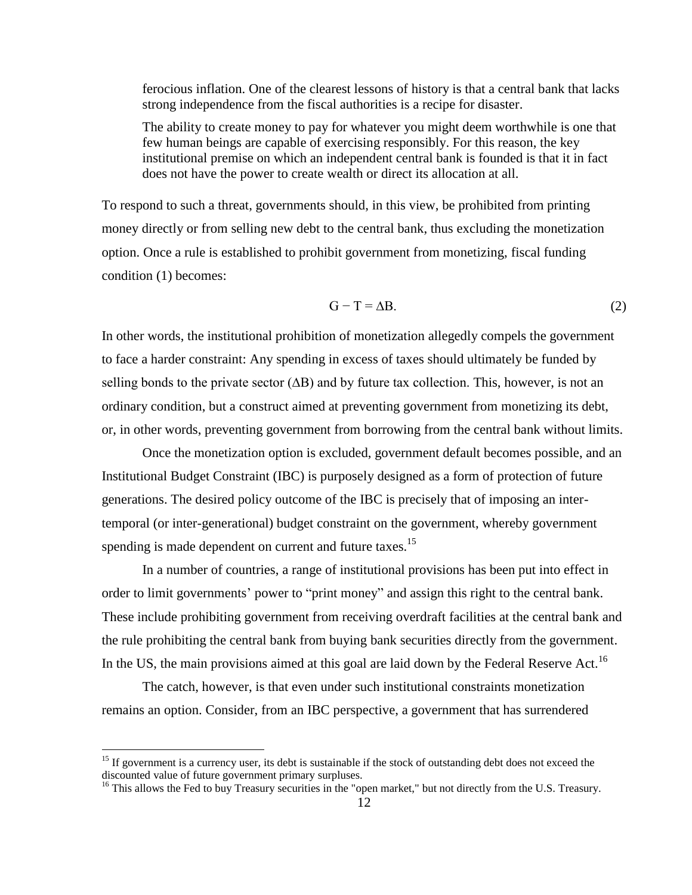> ferocious inflation. One of the clearest lessons of history is that a central bank that lacks strong independence from the fiscal authorities is a recipe for disaster.
>
> The ability to create money to pay for whatever you might deem worthwhile is one that few human beings are capable of exercising responsibly. For this reason, the key institutional premise on which an independent central bank is founded is that it in fact does not have the power to create wealth or direct its allocation at all.

To respond to such a threat, governments should, in this view, be prohibited from printing money directly or from selling new debt to the central bank, thus excluding the monetization option. Once a rule is established to prohibit government from monetizing, fiscal funding condition (1) becomes:

$$G - T = \Delta B. \tag{2}$$

In other words, the institutional prohibition of monetization allegedly compels the government to face a harder constraint: Any spending in excess of taxes should ultimately be funded by selling bonds to the private sector ($\Delta B$) and by future tax collection. This, however, is not an ordinary condition, but a construct aimed at preventing government from monetizing its debt, or, in other words, preventing government from borrowing from the central bank without limits.

Once the monetization option is excluded, government default becomes possible, and an Institutional Budget Constraint (IBC) is purposely designed as a form of protection of future generations. The desired policy outcome of the IBC is precisely that of imposing an inter-temporal (or inter-generational) budget constraint on the government, whereby government spending is made dependent on current and future taxes.[15]

In a number of countries, a range of institutional provisions has been put into effect in order to limit governments' power to "print money" and assign this right to the central bank. These include prohibiting government from receiving overdraft facilities at the central bank and the rule prohibiting the central bank from buying bank securities directly from the government. In the US, the main provisions aimed at this goal are laid down by the Federal Reserve Act.[16]

The catch, however, is that even under such institutional constraints monetization remains an option. Consider, from an IBC perspective, a government that has surrendered

---

[15] If government is a currency user, its debt is sustainable if the stock of outstanding debt does not exceed the discounted value of future government primary surpluses.

[16] This allows the Fed to buy Treasury securities in the "open market," but not directly from the U.S. Treasury.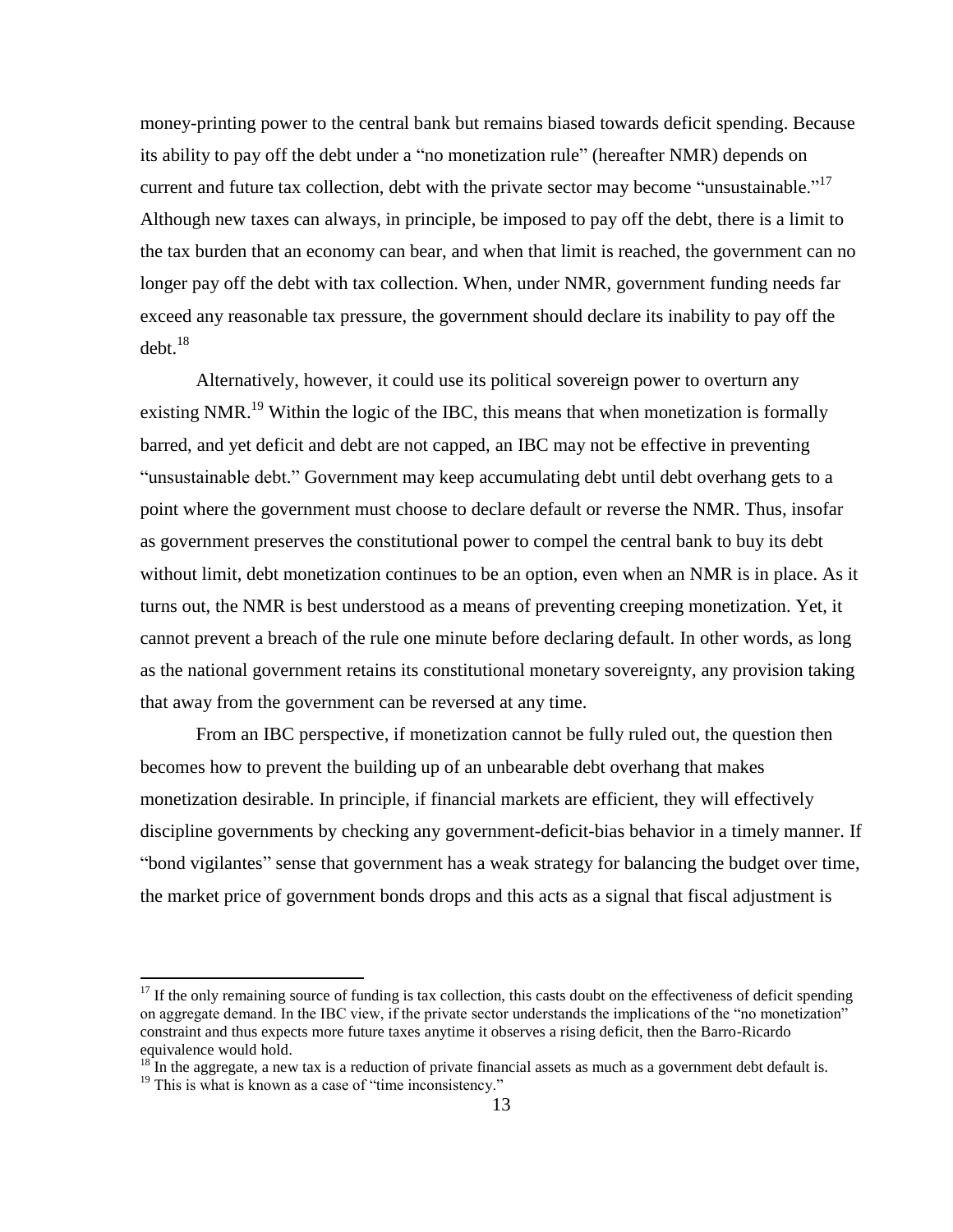money-printing power to the central bank but remains biased towards deficit spending. Because its ability to pay off the debt under a "no monetization rule" (hereafter NMR) depends on current and future tax collection, debt with the private sector may become "unsustainable."[17] Although new taxes can always, in principle, be imposed to pay off the debt, there is a limit to the tax burden that an economy can bear, and when that limit is reached, the government can no longer pay off the debt with tax collection. When, under NMR, government funding needs far exceed any reasonable tax pressure, the government should declare its inability to pay off the debt.[18]

Alternatively, however, it could use its political sovereign power to overturn any existing NMR.[19] Within the logic of the IBC, this means that when monetization is formally barred, and yet deficit and debt are not capped, an IBC may not be effective in preventing "unsustainable debt." Government may keep accumulating debt until debt overhang gets to a point where the government must choose to declare default or reverse the NMR. Thus, insofar as government preserves the constitutional power to compel the central bank to buy its debt without limit, debt monetization continues to be an option, even when an NMR is in place. As it turns out, the NMR is best understood as a means of preventing creeping monetization. Yet, it cannot prevent a breach of the rule one minute before declaring default. In other words, as long as the national government retains its constitutional monetary sovereignty, any provision taking that away from the government can be reversed at any time.

From an IBC perspective, if monetization cannot be fully ruled out, the question then becomes how to prevent the building up of an unbearable debt overhang that makes monetization desirable. In principle, if financial markets are efficient, they will effectively discipline governments by checking any government-deficit-bias behavior in a timely manner. If "bond vigilantes" sense that government has a weak strategy for balancing the budget over time, the market price of government bonds drops and this acts as a signal that fiscal adjustment is

[17] If the only remaining source of funding is tax collection, this casts doubt on the effectiveness of deficit spending on aggregate demand. In the IBC view, if the private sector understands the implications of the "no monetization" constraint and thus expects more future taxes anytime it observes a rising deficit, then the Barro-Ricardo equivalence would hold.

[18] In the aggregate, a new tax is a reduction of private financial assets as much as a government debt default is.

[19] This is what is known as a case of "time inconsistency."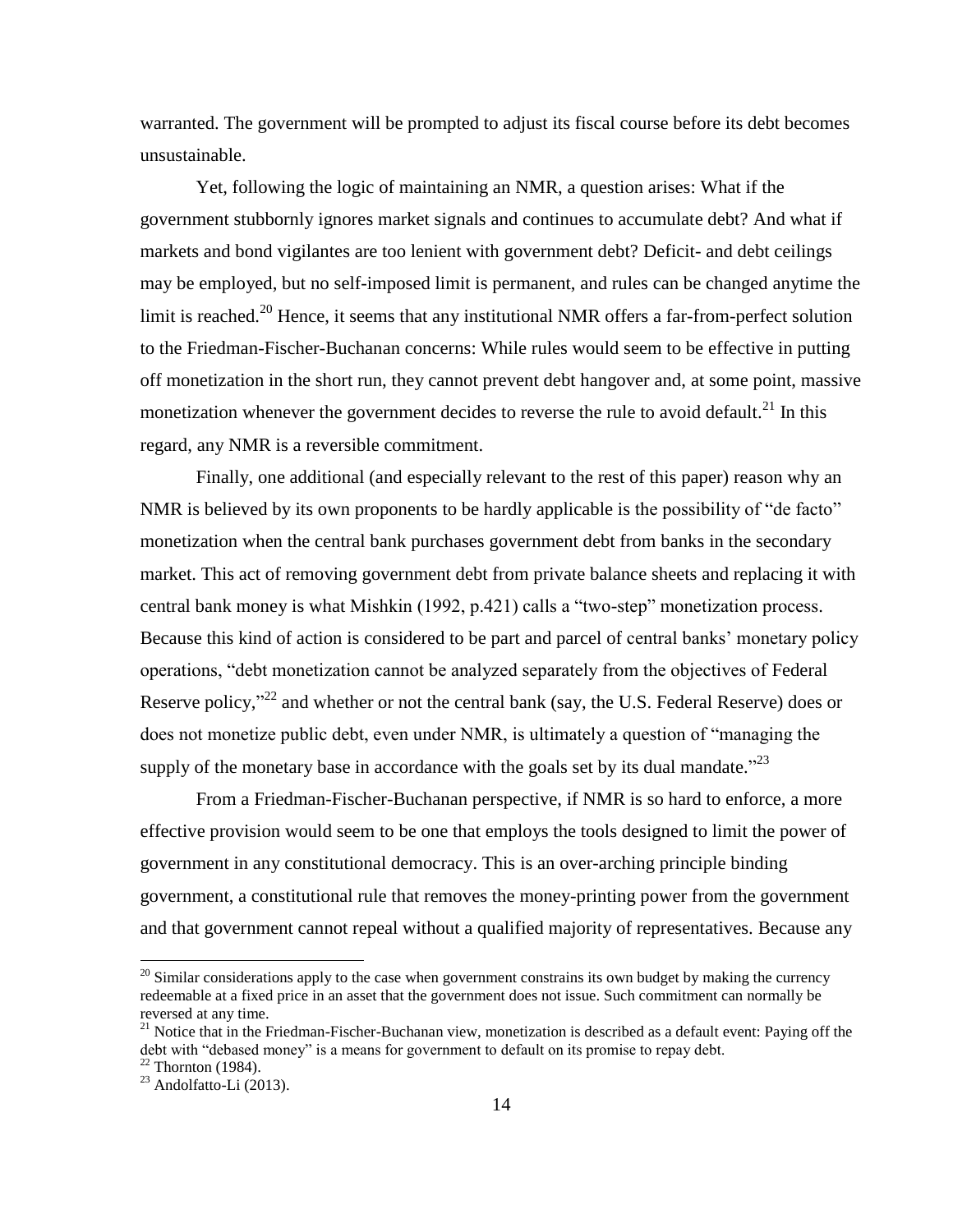warranted. The government will be prompted to adjust its fiscal course before its debt becomes unsustainable.

Yet, following the logic of maintaining an NMR, a question arises: What if the government stubbornly ignores market signals and continues to accumulate debt? And what if markets and bond vigilantes are too lenient with government debt? Deficit- and debt ceilings may be employed, but no self-imposed limit is permanent, and rules can be changed anytime the limit is reached.[20] Hence, it seems that any institutional NMR offers a far-from-perfect solution to the Friedman-Fischer-Buchanan concerns: While rules would seem to be effective in putting off monetization in the short run, they cannot prevent debt hangover and, at some point, massive monetization whenever the government decides to reverse the rule to avoid default.[21] In this regard, any NMR is a reversible commitment.

Finally, one additional (and especially relevant to the rest of this paper) reason why an NMR is believed by its own proponents to be hardly applicable is the possibility of "de facto" monetization when the central bank purchases government debt from banks in the secondary market. This act of removing government debt from private balance sheets and replacing it with central bank money is what Mishkin (1992, p.421) calls a "two-step" monetization process. Because this kind of action is considered to be part and parcel of central banks' monetary policy operations, "debt monetization cannot be analyzed separately from the objectives of Federal Reserve policy,"[22] and whether or not the central bank (say, the U.S. Federal Reserve) does or does not monetize public debt, even under NMR, is ultimately a question of "managing the supply of the monetary base in accordance with the goals set by its dual mandate."[23]

From a Friedman-Fischer-Buchanan perspective, if NMR is so hard to enforce, a more effective provision would seem to be one that employs the tools designed to limit the power of government in any constitutional democracy. This is an over-arching principle binding government, a constitutional rule that removes the money-printing power from the government and that government cannot repeal without a qualified majority of representatives. Because any

---

[20] Similar considerations apply to the case when government constrains its own budget by making the currency redeemable at a fixed price in an asset that the government does not issue. Such commitment can normally be reversed at any time.

[21] Notice that in the Friedman-Fischer-Buchanan view, monetization is described as a default event: Paying off the debt with "debased money" is a means for government to default on its promise to repay debt.

[22] Thornton (1984).

[23] Andolfatto-Li (2013).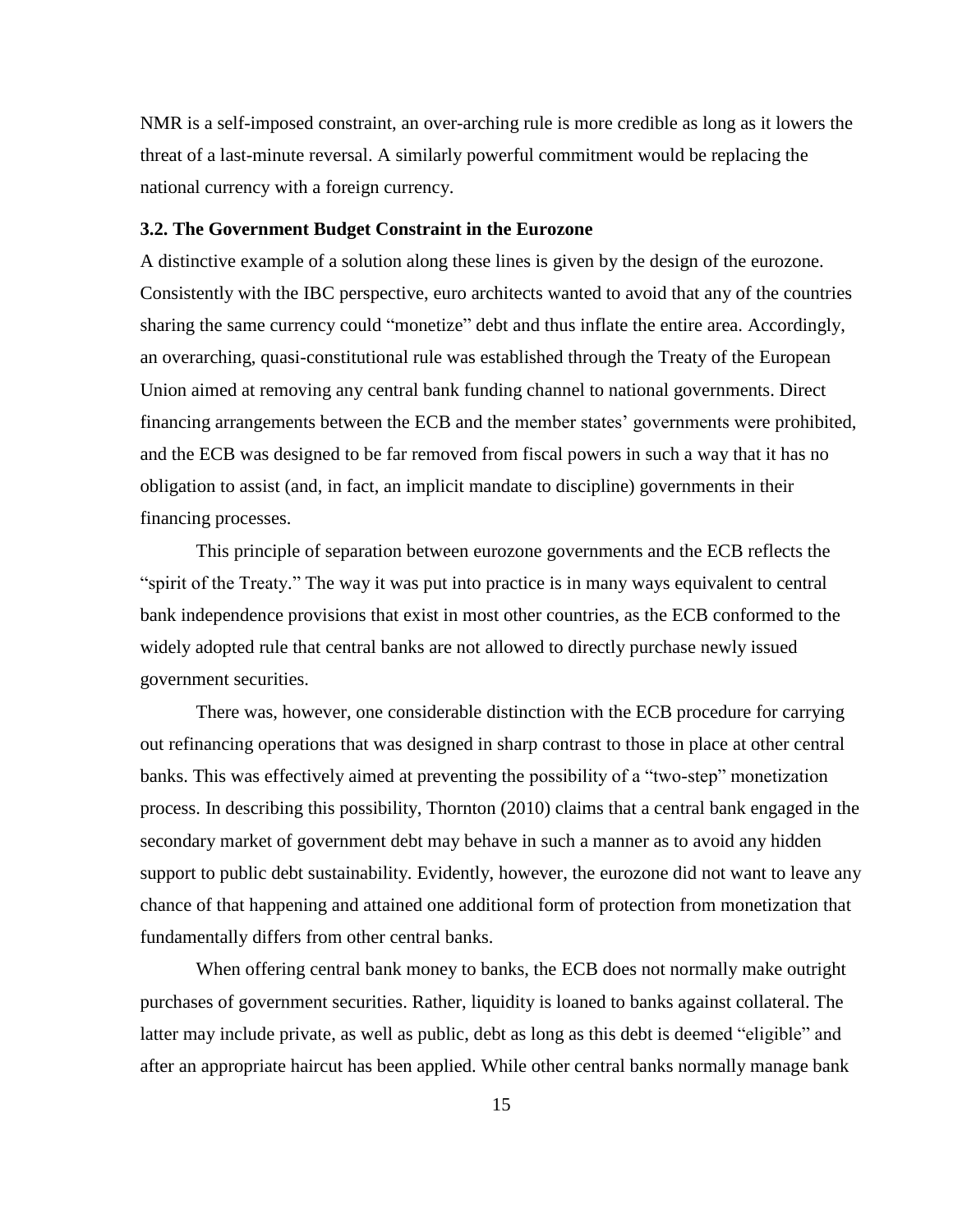NMR is a self-imposed constraint, an over-arching rule is more credible as long as it lowers the threat of a last-minute reversal. A similarly powerful commitment would be replacing the national currency with a foreign currency.

### 3.2. The Government Budget Constraint in the Eurozone

A distinctive example of a solution along these lines is given by the design of the eurozone. Consistently with the IBC perspective, euro architects wanted to avoid that any of the countries sharing the same currency could "monetize" debt and thus inflate the entire area. Accordingly, an overarching, quasi-constitutional rule was established through the Treaty of the European Union aimed at removing any central bank funding channel to national governments. Direct financing arrangements between the ECB and the member states' governments were prohibited, and the ECB was designed to be far removed from fiscal powers in such a way that it has no obligation to assist (and, in fact, an implicit mandate to discipline) governments in their financing processes.

This principle of separation between eurozone governments and the ECB reflects the "spirit of the Treaty." The way it was put into practice is in many ways equivalent to central bank independence provisions that exist in most other countries, as the ECB conformed to the widely adopted rule that central banks are not allowed to directly purchase newly issued government securities.

There was, however, one considerable distinction with the ECB procedure for carrying out refinancing operations that was designed in sharp contrast to those in place at other central banks. This was effectively aimed at preventing the possibility of a "two-step" monetization process. In describing this possibility, Thornton (2010) claims that a central bank engaged in the secondary market of government debt may behave in such a manner as to avoid any hidden support to public debt sustainability. Evidently, however, the eurozone did not want to leave any chance of that happening and attained one additional form of protection from monetization that fundamentally differs from other central banks.

When offering central bank money to banks, the ECB does not normally make outright purchases of government securities. Rather, liquidity is loaned to banks against collateral. The latter may include private, as well as public, debt as long as this debt is deemed "eligible" and after an appropriate haircut has been applied. While other central banks normally manage bank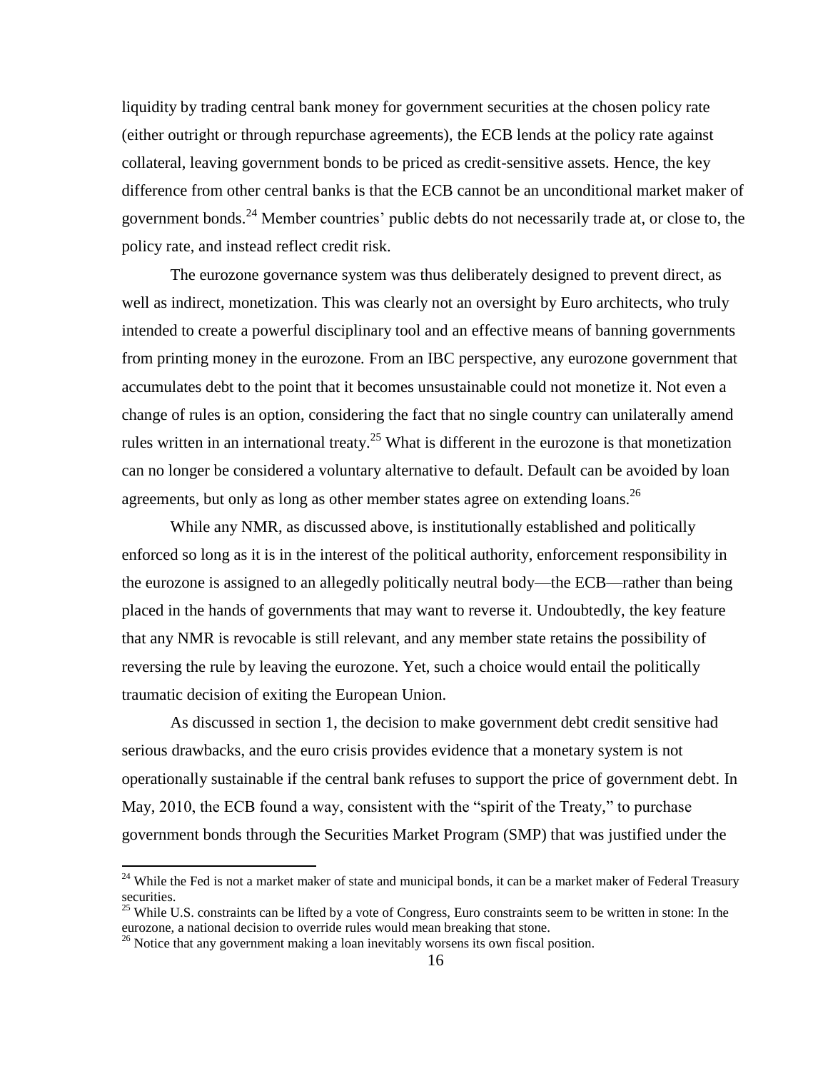liquidity by trading central bank money for government securities at the chosen policy rate (either outright or through repurchase agreements), the ECB lends at the policy rate against collateral, leaving government bonds to be priced as credit-sensitive assets. Hence, the key difference from other central banks is that the ECB cannot be an unconditional market maker of government bonds.[24] Member countries' public debts do not necessarily trade at, or close to, the policy rate, and instead reflect credit risk.

The eurozone governance system was thus deliberately designed to prevent direct, as well as indirect, monetization. This was clearly not an oversight by Euro architects, who truly intended to create a powerful disciplinary tool and an effective means of banning governments from printing money in the eurozone. From an IBC perspective, any eurozone government that accumulates debt to the point that it becomes unsustainable could not monetize it. Not even a change of rules is an option, considering the fact that no single country can unilaterally amend rules written in an international treaty.[25] What is different in the eurozone is that monetization can no longer be considered a voluntary alternative to default. Default can be avoided by loan agreements, but only as long as other member states agree on extending loans.[26]

While any NMR, as discussed above, is institutionally established and politically enforced so long as it is in the interest of the political authority, enforcement responsibility in the eurozone is assigned to an allegedly politically neutral body—the ECB—rather than being placed in the hands of governments that may want to reverse it. Undoubtedly, the key feature that any NMR is revocable is still relevant, and any member state retains the possibility of reversing the rule by leaving the eurozone. Yet, such a choice would entail the politically traumatic decision of exiting the European Union.

As discussed in section 1, the decision to make government debt credit sensitive had serious drawbacks, and the euro crisis provides evidence that a monetary system is not operationally sustainable if the central bank refuses to support the price of government debt. In May, 2010, the ECB found a way, consistent with the "spirit of the Treaty," to purchase government bonds through the Securities Market Program (SMP) that was justified under the

---

[24] While the Fed is not a market maker of state and municipal bonds, it can be a market maker of Federal Treasury securities.

[25] While U.S. constraints can be lifted by a vote of Congress, Euro constraints seem to be written in stone: In the eurozone, a national decision to override rules would mean breaking that stone.

[26] Notice that any government making a loan inevitably worsens its own fiscal position.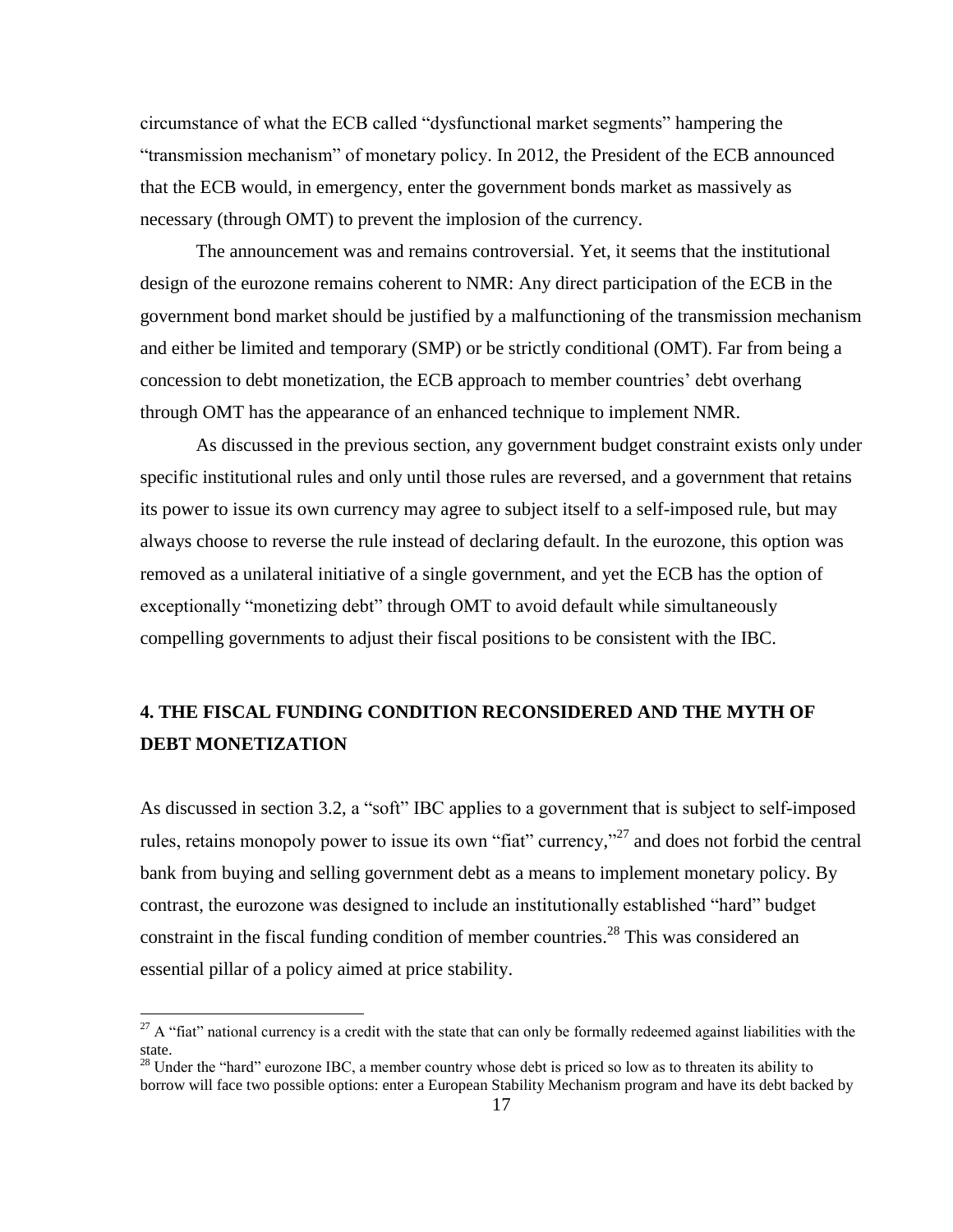circumstance of what the ECB called "dysfunctional market segments" hampering the "transmission mechanism" of monetary policy. In 2012, the President of the ECB announced that the ECB would, in emergency, enter the government bonds market as massively as necessary (through OMT) to prevent the implosion of the currency.

The announcement was and remains controversial. Yet, it seems that the institutional design of the eurozone remains coherent to NMR: Any direct participation of the ECB in the government bond market should be justified by a malfunctioning of the transmission mechanism and either be limited and temporary (SMP) or be strictly conditional (OMT). Far from being a concession to debt monetization, the ECB approach to member countries' debt overhang through OMT has the appearance of an enhanced technique to implement NMR.

As discussed in the previous section, any government budget constraint exists only under specific institutional rules and only until those rules are reversed, and a government that retains its power to issue its own currency may agree to subject itself to a self-imposed rule, but may always choose to reverse the rule instead of declaring default. In the eurozone, this option was removed as a unilateral initiative of a single government, and yet the ECB has the option of exceptionally "monetizing debt" through OMT to avoid default while simultaneously compelling governments to adjust their fiscal positions to be consistent with the IBC.

## 4. THE FISCAL FUNDING CONDITION RECONSIDERED AND THE MYTH OF DEBT MONETIZATION

As discussed in section 3.2, a "soft" IBC applies to a government that is subject to self-imposed rules, retains monopoly power to issue its own "fiat" currency,"[27] and does not forbid the central bank from buying and selling government debt as a means to implement monetary policy. By contrast, the eurozone was designed to include an institutionally established "hard" budget constraint in the fiscal funding condition of member countries.[28] This was considered an essential pillar of a policy aimed at price stability.

---

[27] A "fiat" national currency is a credit with the state that can only be formally redeemed against liabilities with the state.

[28] Under the "hard" eurozone IBC, a member country whose debt is priced so low as to threaten its ability to borrow will face two possible options: enter a European Stability Mechanism program and have its debt backed by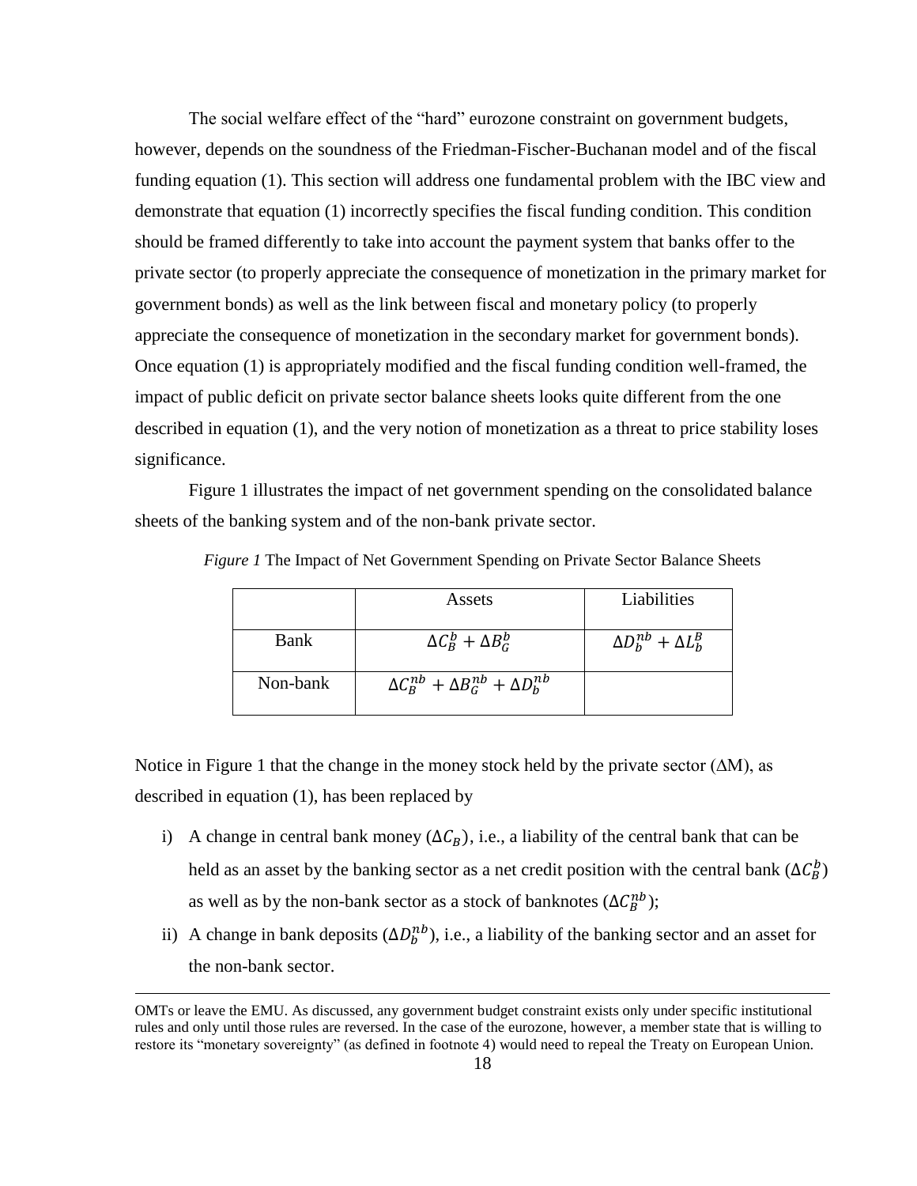The social welfare effect of the "hard" eurozone constraint on government budgets, however, depends on the soundness of the Friedman-Fischer-Buchanan model and of the fiscal funding equation (1). This section will address one fundamental problem with the IBC view and demonstrate that equation (1) incorrectly specifies the fiscal funding condition. This condition should be framed differently to take into account the payment system that banks offer to the private sector (to properly appreciate the consequence of monetization in the primary market for government bonds) as well as the link between fiscal and monetary policy (to properly appreciate the consequence of monetization in the secondary market for government bonds). Once equation (1) is appropriately modified and the fiscal funding condition well-framed, the impact of public deficit on private sector balance sheets looks quite different from the one described in equation (1), and the very notion of monetization as a threat to price stability loses significance.

Figure 1 illustrates the impact of net government spending on the consolidated balance sheets of the banking system and of the non-bank private sector.

*Figure 1* The Impact of Net Government Spending on Private Sector Balance Sheets

| | Assets | Liabilities |
|---|---|---|
| Bank | $\Delta C_B^b + \Delta B_G^b$ | $\Delta D_b^{nb} + \Delta L_b^B$ |
| Non-bank | $\Delta C_B^{nb} + \Delta B_G^{nb} + \Delta D_b^{nb}$ | |

Notice in Figure 1 that the change in the money stock held by the private sector ($\Delta$M), as described in equation (1), has been replaced by

i) A change in central bank money ($\Delta C_B$), i.e., a liability of the central bank that can be held as an asset by the banking sector as a net credit position with the central bank ($\Delta C_B^b$) as well as by the non-bank sector as a stock of banknotes ($\Delta C_B^{nb}$);

ii) A change in bank deposits ($\Delta D_b^{nb}$), i.e., a liability of the banking sector and an asset for the non-bank sector.

OMTs or leave the EMU. As discussed, any government budget constraint exists only under specific institutional rules and only until those rules are reversed. In the case of the eurozone, however, a member state that is willing to restore its "monetary sovereignty" (as defined in footnote 4) would need to repeal the Treaty on European Union.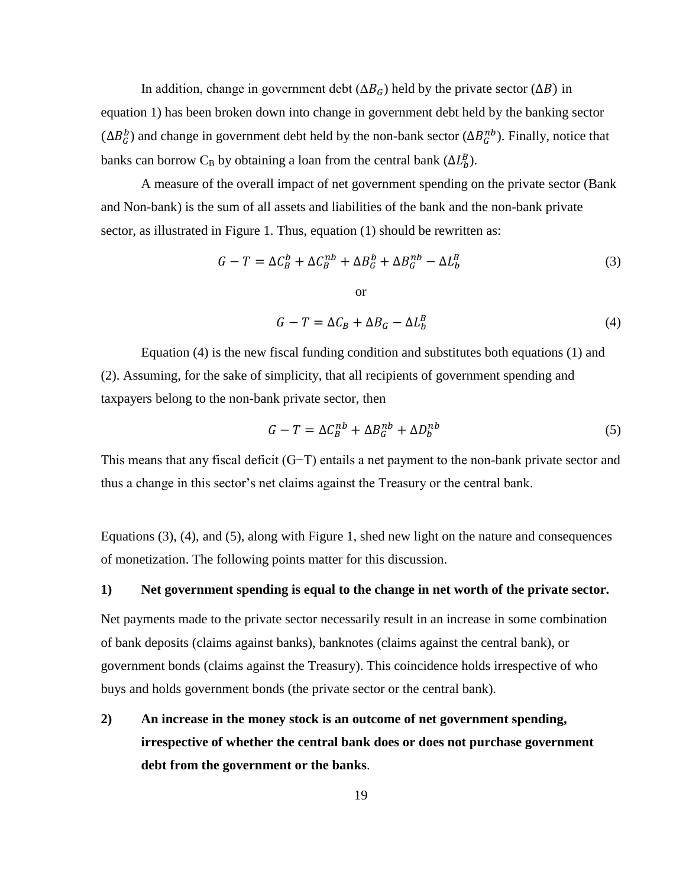In addition, change in government debt ($\Delta B_G$) held by the private sector ($\Delta B$) in equation 1) has been broken down into change in government debt held by the banking sector ($\Delta B_G^b$) and change in government debt held by the non-bank sector ($\Delta B_G^{nb}$). Finally, notice that banks can borrow $C_B$ by obtaining a loan from the central bank ($\Delta L_b^B$).

A measure of the overall impact of net government spending on the private sector (Bank and Non-bank) is the sum of all assets and liabilities of the bank and the non-bank private sector, as illustrated in Figure 1. Thus, equation (1) should be rewritten as:

$$G - T = \Delta C_B^b + \Delta C_B^{nb} + \Delta B_G^b + \Delta B_G^{nb} - \Delta L_b^B \tag{3}$$

or

$$G - T = \Delta C_B + \Delta B_G - \Delta L_b^B \tag{4}$$

Equation (4) is the new fiscal funding condition and substitutes both equations (1) and (2). Assuming, for the sake of simplicity, that all recipients of government spending and taxpayers belong to the non-bank private sector, then

$$G - T = \Delta C_B^{nb} + \Delta B_G^{nb} + \Delta D_b^{nb} \tag{5}$$

This means that any fiscal deficit (G−T) entails a net payment to the non-bank private sector and thus a change in this sector's net claims against the Treasury or the central bank.

Equations (3), (4), and (5), along with Figure 1, shed new light on the nature and consequences of monetization. The following points matter for this discussion.

**1) Net government spending is equal to the change in net worth of the private sector.**

Net payments made to the private sector necessarily result in an increase in some combination of bank deposits (claims against banks), banknotes (claims against the central bank), or government bonds (claims against the Treasury). This coincidence holds irrespective of who buys and holds government bonds (the private sector or the central bank).

**2) An increase in the money stock is an outcome of net government spending, irrespective of whether the central bank does or does not purchase government debt from the government or the banks.**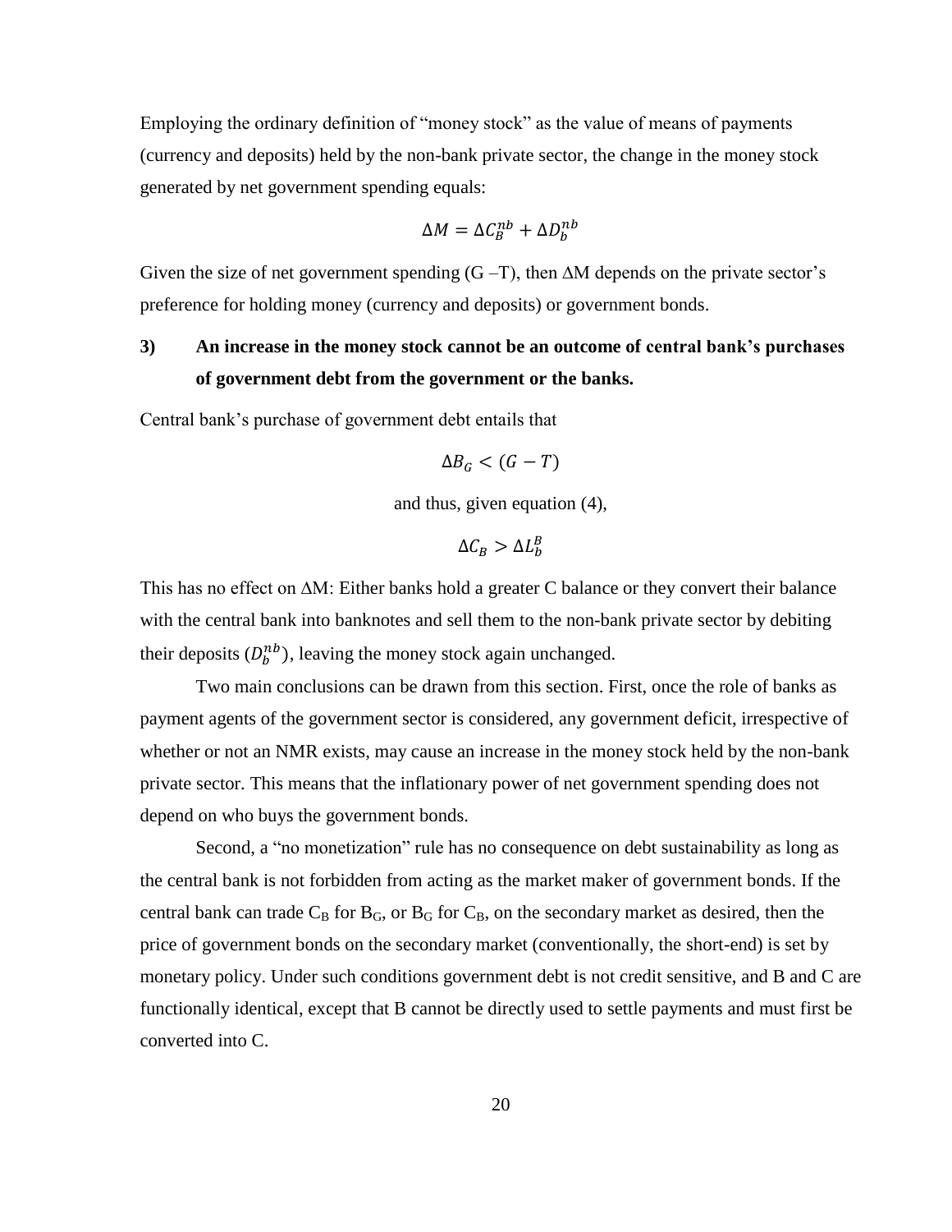Employing the ordinary definition of "money stock" as the value of means of payments (currency and deposits) held by the non-bank private sector, the change in the money stock generated by net government spending equals:

$$\Delta M = \Delta C_B^{nb} + \Delta D_b^{nb}$$

Given the size of net government spending (G –T), then ΔM depends on the private sector's preference for holding money (currency and deposits) or government bonds.

**3) An increase in the money stock cannot be an outcome of central bank's purchases of government debt from the government or the banks.**

Central bank's purchase of government debt entails that

$$\Delta B_G < (G - T)$$

and thus, given equation (4),

$$\Delta C_B > \Delta L_b^B$$

This has no effect on ΔM: Either banks hold a greater C balance or they convert their balance with the central bank into banknotes and sell them to the non-bank private sector by debiting their deposits ($D_b^{nb}$), leaving the money stock again unchanged.

Two main conclusions can be drawn from this section. First, once the role of banks as payment agents of the government sector is considered, any government deficit, irrespective of whether or not an NMR exists, may cause an increase in the money stock held by the non-bank private sector. This means that the inflationary power of net government spending does not depend on who buys the government bonds.

Second, a "no monetization" rule has no consequence on debt sustainability as long as the central bank is not forbidden from acting as the market maker of government bonds. If the central bank can trade $C_B$ for $B_G$, or $B_G$ for $C_B$, on the secondary market as desired, then the price of government bonds on the secondary market (conventionally, the short-end) is set by monetary policy. Under such conditions government debt is not credit sensitive, and B and C are functionally identical, except that B cannot be directly used to settle payments and must first be converted into C.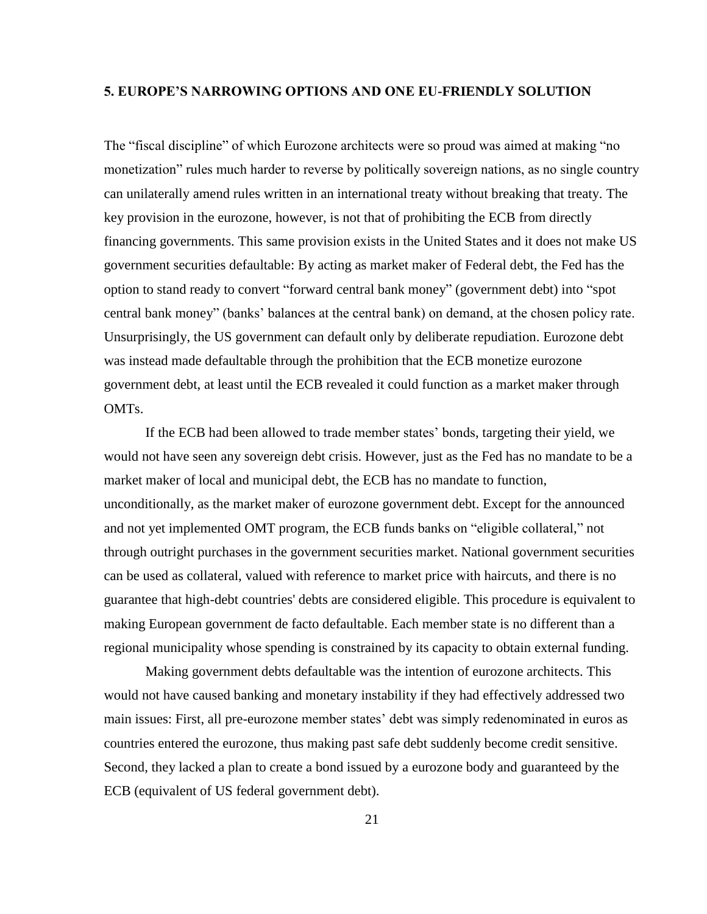## 5. EUROPE'S NARROWING OPTIONS AND ONE EU-FRIENDLY SOLUTION

The "fiscal discipline" of which Eurozone architects were so proud was aimed at making "no monetization" rules much harder to reverse by politically sovereign nations, as no single country can unilaterally amend rules written in an international treaty without breaking that treaty. The key provision in the eurozone, however, is not that of prohibiting the ECB from directly financing governments. This same provision exists in the United States and it does not make US government securities defaultable: By acting as market maker of Federal debt, the Fed has the option to stand ready to convert "forward central bank money" (government debt) into "spot central bank money" (banks' balances at the central bank) on demand, at the chosen policy rate. Unsurprisingly, the US government can default only by deliberate repudiation. Eurozone debt was instead made defaultable through the prohibition that the ECB monetize eurozone government debt, at least until the ECB revealed it could function as a market maker through OMTs.

If the ECB had been allowed to trade member states' bonds, targeting their yield, we would not have seen any sovereign debt crisis. However, just as the Fed has no mandate to be a market maker of local and municipal debt, the ECB has no mandate to function, unconditionally, as the market maker of eurozone government debt. Except for the announced and not yet implemented OMT program, the ECB funds banks on "eligible collateral," not through outright purchases in the government securities market. National government securities can be used as collateral, valued with reference to market price with haircuts, and there is no guarantee that high-debt countries' debts are considered eligible. This procedure is equivalent to making European government de facto defaultable. Each member state is no different than a regional municipality whose spending is constrained by its capacity to obtain external funding.

Making government debts defaultable was the intention of eurozone architects. This would not have caused banking and monetary instability if they had effectively addressed two main issues: First, all pre-eurozone member states' debt was simply redenominated in euros as countries entered the eurozone, thus making past safe debt suddenly become credit sensitive. Second, they lacked a plan to create a bond issued by a eurozone body and guaranteed by the ECB (equivalent of US federal government debt).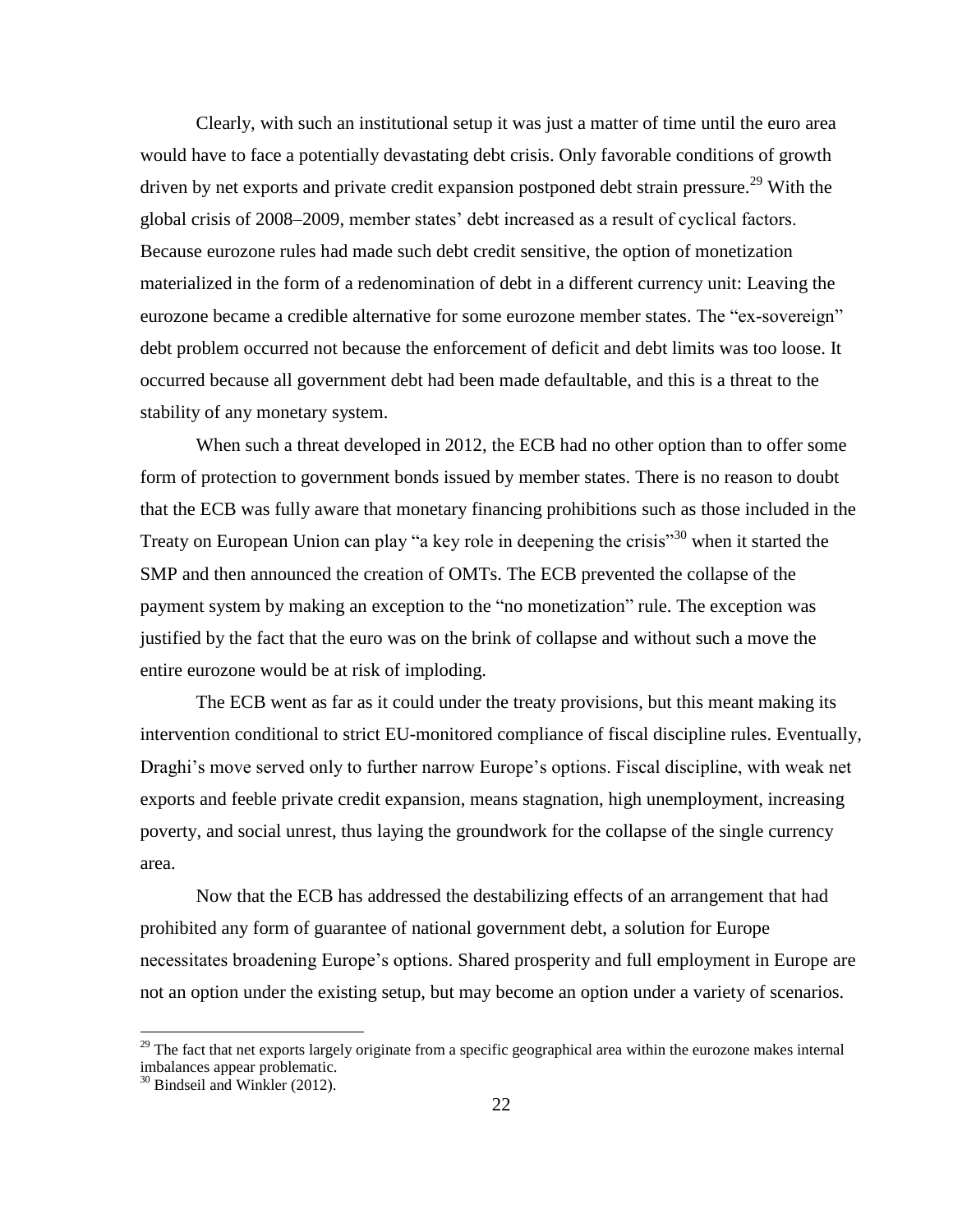Clearly, with such an institutional setup it was just a matter of time until the euro area would have to face a potentially devastating debt crisis. Only favorable conditions of growth driven by net exports and private credit expansion postponed debt strain pressure.[29] With the global crisis of 2008–2009, member states' debt increased as a result of cyclical factors. Because eurozone rules had made such debt credit sensitive, the option of monetization materialized in the form of a redenomination of debt in a different currency unit: Leaving the eurozone became a credible alternative for some eurozone member states. The "ex-sovereign" debt problem occurred not because the enforcement of deficit and debt limits was too loose. It occurred because all government debt had been made defaultable, and this is a threat to the stability of any monetary system.

When such a threat developed in 2012, the ECB had no other option than to offer some form of protection to government bonds issued by member states. There is no reason to doubt that the ECB was fully aware that monetary financing prohibitions such as those included in the Treaty on European Union can play "a key role in deepening the crisis"[30] when it started the SMP and then announced the creation of OMTs. The ECB prevented the collapse of the payment system by making an exception to the "no monetization" rule. The exception was justified by the fact that the euro was on the brink of collapse and without such a move the entire eurozone would be at risk of imploding.

The ECB went as far as it could under the treaty provisions, but this meant making its intervention conditional to strict EU-monitored compliance of fiscal discipline rules. Eventually, Draghi's move served only to further narrow Europe's options. Fiscal discipline, with weak net exports and feeble private credit expansion, means stagnation, high unemployment, increasing poverty, and social unrest, thus laying the groundwork for the collapse of the single currency area.

Now that the ECB has addressed the destabilizing effects of an arrangement that had prohibited any form of guarantee of national government debt, a solution for Europe necessitates broadening Europe's options. Shared prosperity and full employment in Europe are not an option under the existing setup, but may become an option under a variety of scenarios.

---

[29] The fact that net exports largely originate from a specific geographical area within the eurozone makes internal imbalances appear problematic.

[30] Bindseil and Winkler (2012).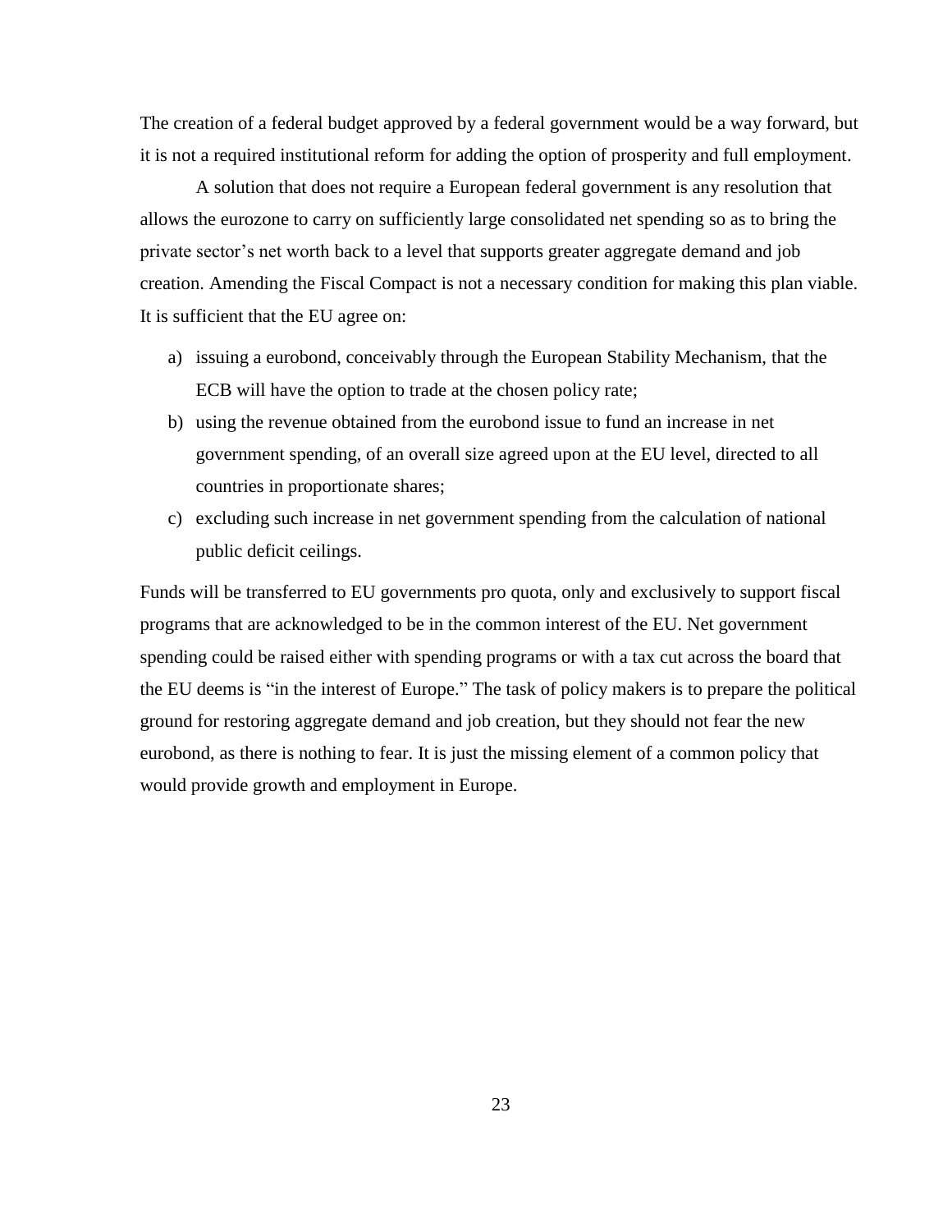The creation of a federal budget approved by a federal government would be a way forward, but it is not a required institutional reform for adding the option of prosperity and full employment.

A solution that does not require a European federal government is any resolution that allows the eurozone to carry on sufficiently large consolidated net spending so as to bring the private sector's net worth back to a level that supports greater aggregate demand and job creation. Amending the Fiscal Compact is not a necessary condition for making this plan viable. It is sufficient that the EU agree on:

a) issuing a eurobond, conceivably through the European Stability Mechanism, that the ECB will have the option to trade at the chosen policy rate;
b) using the revenue obtained from the eurobond issue to fund an increase in net government spending, of an overall size agreed upon at the EU level, directed to all countries in proportionate shares;
c) excluding such increase in net government spending from the calculation of national public deficit ceilings.

Funds will be transferred to EU governments pro quota, only and exclusively to support fiscal programs that are acknowledged to be in the common interest of the EU. Net government spending could be raised either with spending programs or with a tax cut across the board that the EU deems is "in the interest of Europe." The task of policy makers is to prepare the political ground for restoring aggregate demand and job creation, but they should not fear the new eurobond, as there is nothing to fear. It is just the missing element of a common policy that would provide growth and employment in Europe.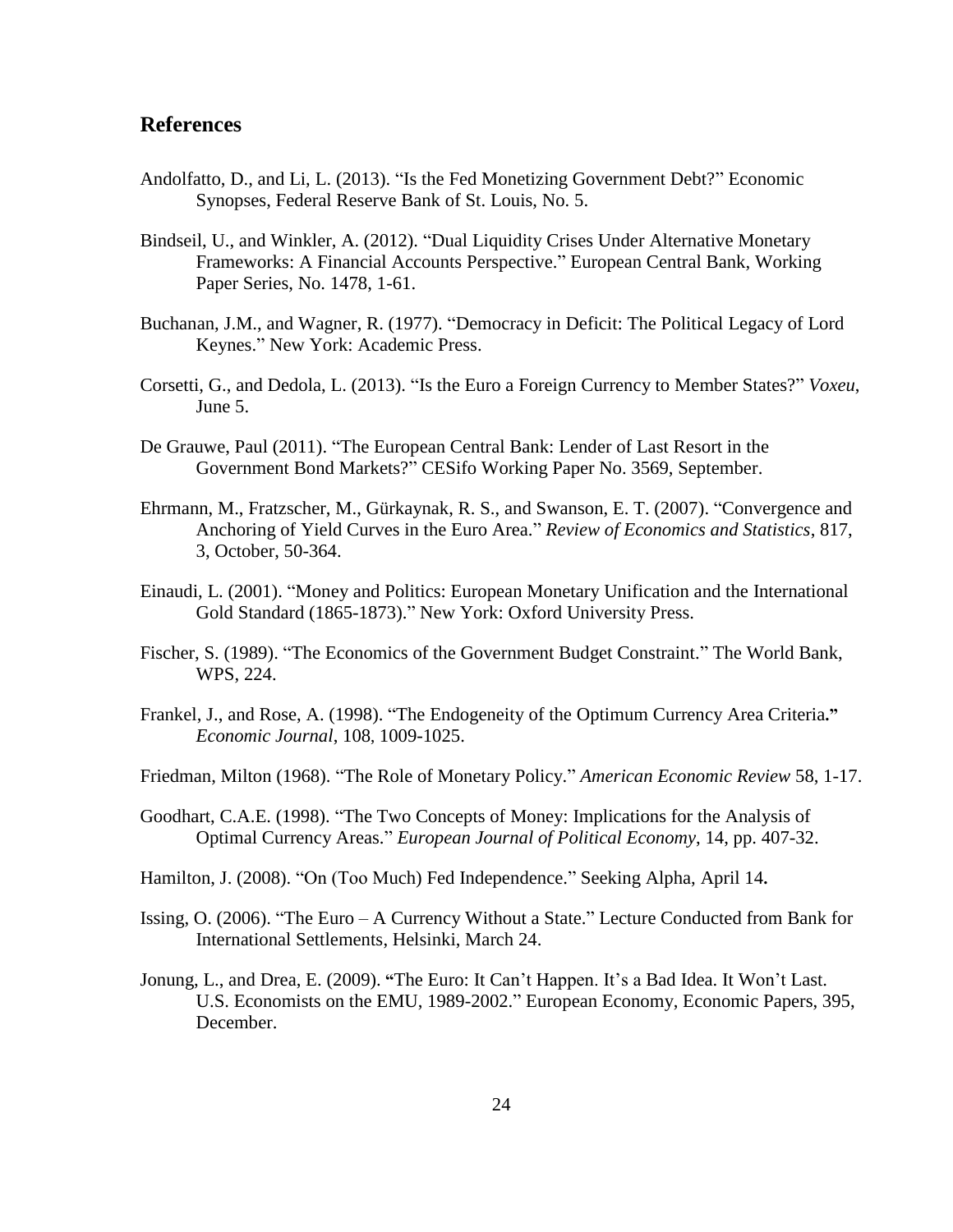## References

Andolfatto, D., and Li, L. (2013). "Is the Fed Monetizing Government Debt?" Economic Synopses, Federal Reserve Bank of St. Louis, No. 5.

Bindseil, U., and Winkler, A. (2012). "Dual Liquidity Crises Under Alternative Monetary Frameworks: A Financial Accounts Perspective." European Central Bank, Working Paper Series, No. 1478, 1-61.

Buchanan, J.M., and Wagner, R. (1977). "Democracy in Deficit: The Political Legacy of Lord Keynes." New York: Academic Press.

Corsetti, G., and Dedola, L. (2013). "Is the Euro a Foreign Currency to Member States?" *Voxeu*, June 5.

De Grauwe, Paul (2011). "The European Central Bank: Lender of Last Resort in the Government Bond Markets?" CESifo Working Paper No. 3569, September.

Ehrmann, M., Fratzscher, M., Gürkaynak, R. S., and Swanson, E. T. (2007). "Convergence and Anchoring of Yield Curves in the Euro Area." *Review of Economics and Statistics*, 817, 3, October, 50-364.

Einaudi, L. (2001). "Money and Politics: European Monetary Unification and the International Gold Standard (1865-1873)." New York: Oxford University Press.

Fischer, S. (1989). "The Economics of the Government Budget Constraint." The World Bank, WPS, 224.

Frankel, J., and Rose, A. (1998). "The Endogeneity of the Optimum Currency Area Criteria." *Economic Journal*, 108, 1009-1025.

Friedman, Milton (1968). "The Role of Monetary Policy." *American Economic Review* 58, 1-17.

Goodhart, C.A.E. (1998). "The Two Concepts of Money: Implications for the Analysis of Optimal Currency Areas." *European Journal of Political Economy*, 14, pp. 407-32.

Hamilton, J. (2008). "On (Too Much) Fed Independence." Seeking Alpha, April 14.

Issing, O. (2006). "The Euro – A Currency Without a State." Lecture Conducted from Bank for International Settlements, Helsinki, March 24.

Jonung, L., and Drea, E. (2009). "The Euro: It Can't Happen. It's a Bad Idea. It Won't Last. U.S. Economists on the EMU, 1989-2002." European Economy, Economic Papers, 395, December.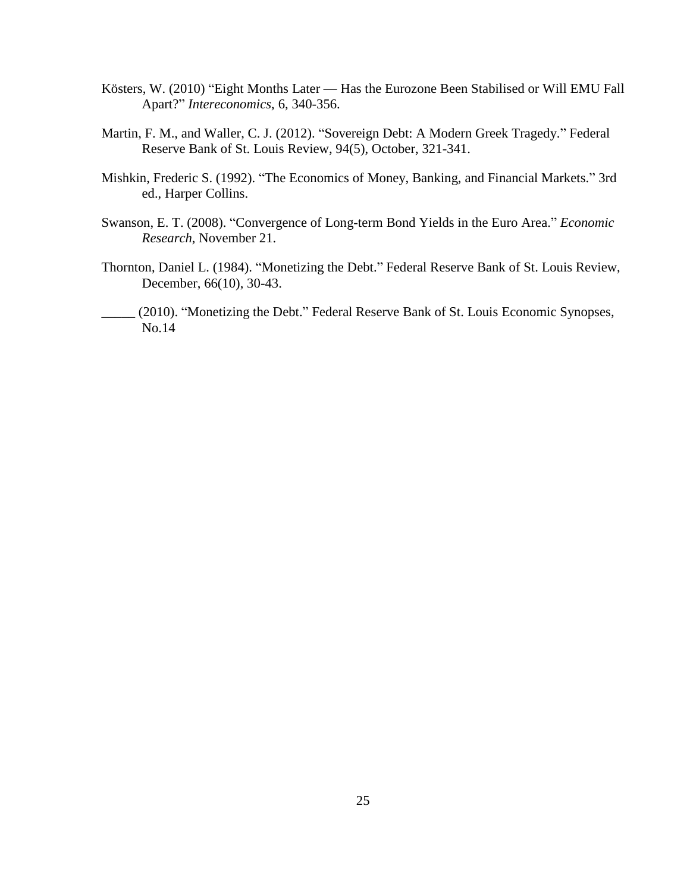Kösters, W. (2010) "Eight Months Later — Has the Eurozone Been Stabilised or Will EMU Fall Apart?" *Intereconomics*, 6, 340-356.

Martin, F. M., and Waller, C. J. (2012). "Sovereign Debt: A Modern Greek Tragedy." Federal Reserve Bank of St. Louis Review, 94(5), October, 321-341.

Mishkin, Frederic S. (1992). "The Economics of Money, Banking, and Financial Markets." 3rd ed., Harper Collins.

Swanson, E. T. (2008). "Convergence of Long-term Bond Yields in the Euro Area." *Economic Research*, November 21.

Thornton, Daniel L. (1984). "Monetizing the Debt." Federal Reserve Bank of St. Louis Review, December, 66(10), 30-43.

_____ (2010). "Monetizing the Debt." Federal Reserve Bank of St. Louis Economic Synopses, No.14